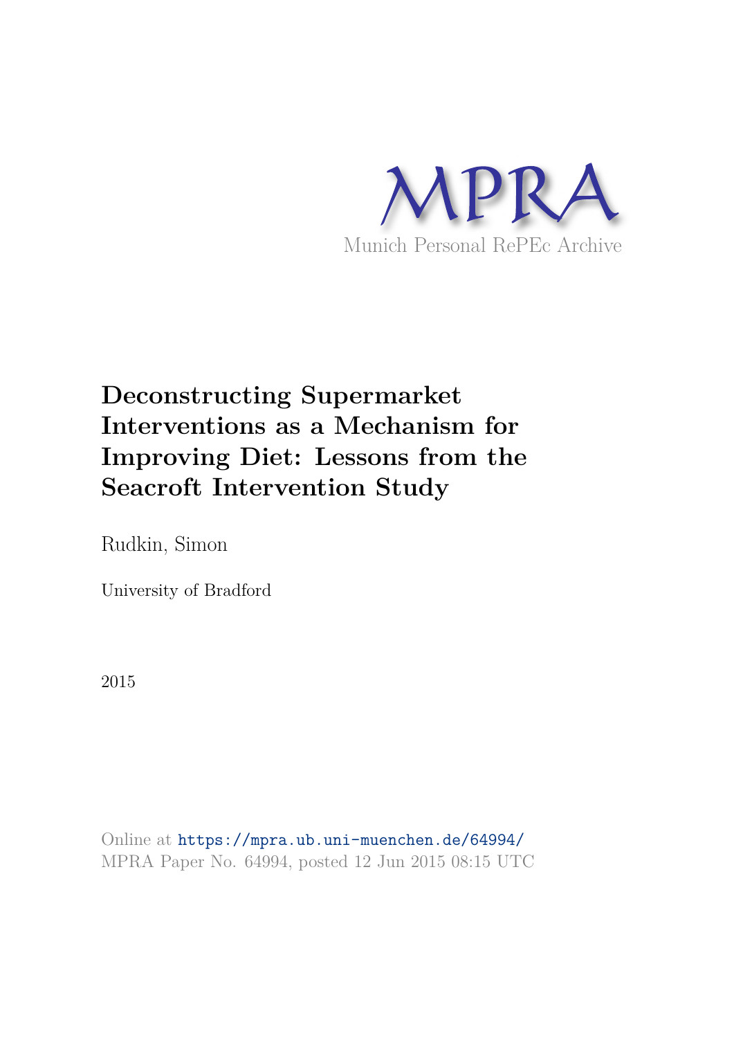MPRA

Munich Personal RePEc Archive

# Deconstructing Supermarket Interventions as a Mechanism for Improving Diet: Lessons from the Seacroft Intervention Study

Rudkin, Simon

University of Bradford

2015

Online at https://mpra.ub.uni-muenchen.de/64994/
MPRA Paper No. 64994, posted 12 Jun 2015 08:15 UTC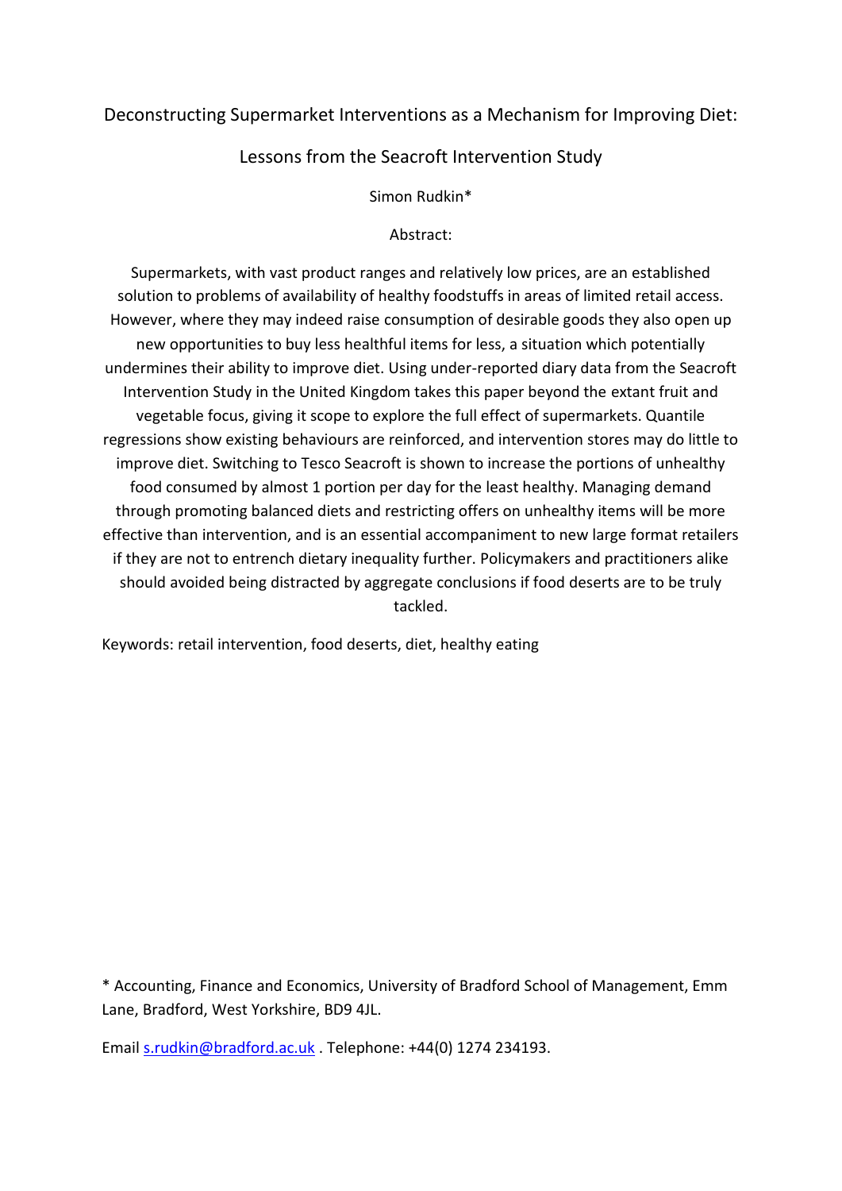Deconstructing Supermarket Interventions as a Mechanism for Improving Diet:

Lessons from the Seacroft Intervention Study

Simon Rudkin*

Abstract:

Supermarkets, with vast product ranges and relatively low prices, are an established solution to problems of availability of healthy foodstuffs in areas of limited retail access. However, where they may indeed raise consumption of desirable goods they also open up new opportunities to buy less healthful items for less, a situation which potentially undermines their ability to improve diet. Using under-reported diary data from the Seacroft Intervention Study in the United Kingdom takes this paper beyond the extant fruit and vegetable focus, giving it scope to explore the full effect of supermarkets. Quantile regressions show existing behaviours are reinforced, and intervention stores may do little to improve diet. Switching to Tesco Seacroft is shown to increase the portions of unhealthy food consumed by almost 1 portion per day for the least healthy. Managing demand through promoting balanced diets and restricting offers on unhealthy items will be more effective than intervention, and is an essential accompaniment to new large format retailers if they are not to entrench dietary inequality further. Policymakers and practitioners alike should avoided being distracted by aggregate conclusions if food deserts are to be truly tackled.

Keywords: retail intervention, food deserts, diet, healthy eating

\* Accounting, Finance and Economics, University of Bradford School of Management, Emm Lane, Bradford, West Yorkshire, BD9 4JL.

Email s.rudkin@bradford.ac.uk . Telephone: +44(0) 1274 234193.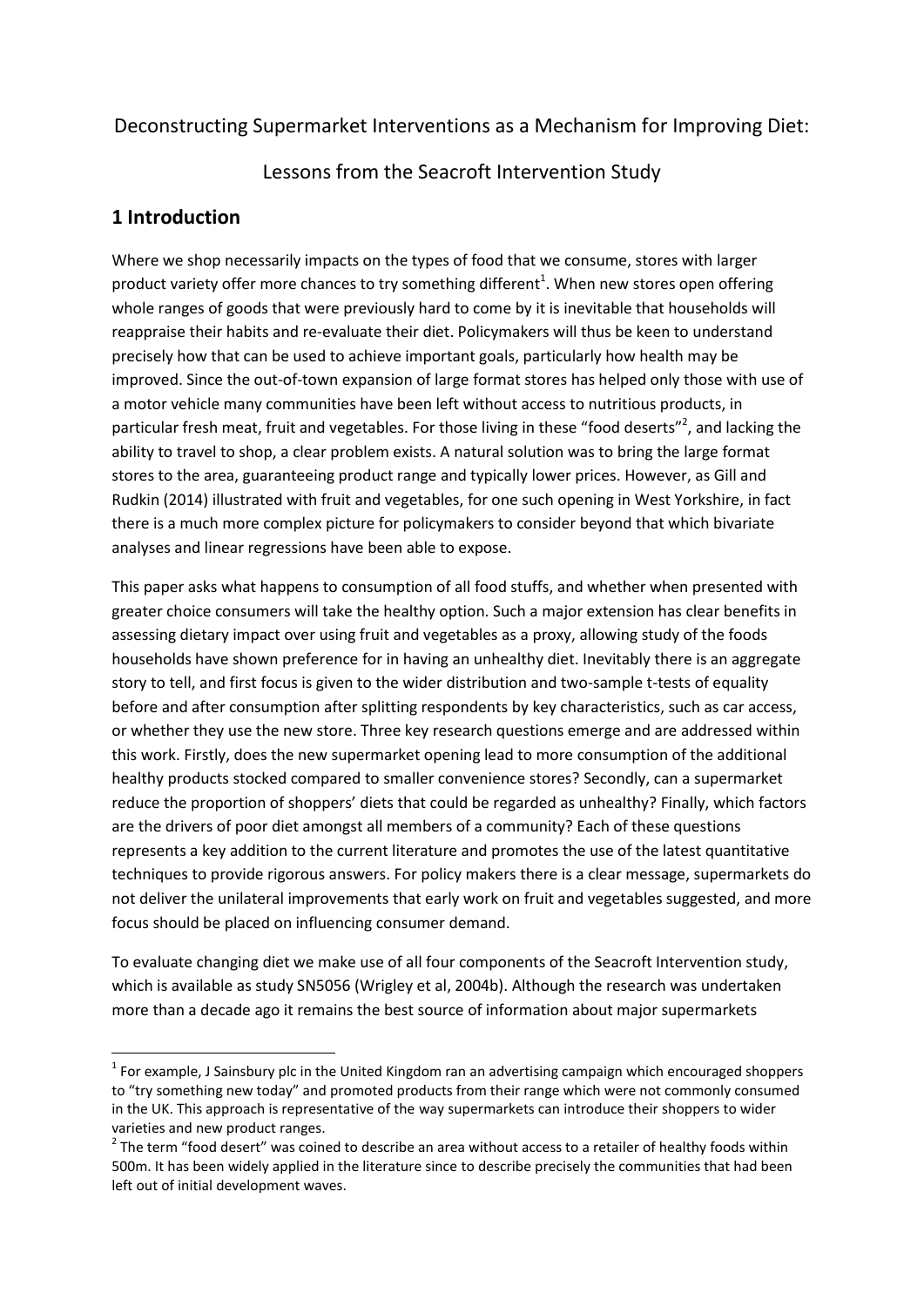Deconstructing Supermarket Interventions as a Mechanism for Improving Diet:

Lessons from the Seacroft Intervention Study

## 1 Introduction

Where we shop necessarily impacts on the types of food that we consume, stores with larger product variety offer more chances to try something different[1]. When new stores open offering whole ranges of goods that were previously hard to come by it is inevitable that households will reappraise their habits and re-evaluate their diet. Policymakers will thus be keen to understand precisely how that can be used to achieve important goals, particularly how health may be improved. Since the out-of-town expansion of large format stores has helped only those with use of a motor vehicle many communities have been left without access to nutritious products, in particular fresh meat, fruit and vegetables. For those living in these "food deserts"[2], and lacking the ability to travel to shop, a clear problem exists. A natural solution was to bring the large format stores to the area, guaranteeing product range and typically lower prices. However, as Gill and Rudkin (2014) illustrated with fruit and vegetables, for one such opening in West Yorkshire, in fact there is a much more complex picture for policymakers to consider beyond that which bivariate analyses and linear regressions have been able to expose.

This paper asks what happens to consumption of all food stuffs, and whether when presented with greater choice consumers will take the healthy option. Such a major extension has clear benefits in assessing dietary impact over using fruit and vegetables as a proxy, allowing study of the foods households have shown preference for in having an unhealthy diet. Inevitably there is an aggregate story to tell, and first focus is given to the wider distribution and two-sample t-tests of equality before and after consumption after splitting respondents by key characteristics, such as car access, or whether they use the new store. Three key research questions emerge and are addressed within this work. Firstly, does the new supermarket opening lead to more consumption of the additional healthy products stocked compared to smaller convenience stores? Secondly, can a supermarket reduce the proportion of shoppers' diets that could be regarded as unhealthy? Finally, which factors are the drivers of poor diet amongst all members of a community? Each of these questions represents a key addition to the current literature and promotes the use of the latest quantitative techniques to provide rigorous answers. For policy makers there is a clear message, supermarkets do not deliver the unilateral improvements that early work on fruit and vegetables suggested, and more focus should be placed on influencing consumer demand.

To evaluate changing diet we make use of all four components of the Seacroft Intervention study, which is available as study SN5056 (Wrigley et al, 2004b). Although the research was undertaken more than a decade ago it remains the best source of information about major supermarkets

[1] For example, J Sainsbury plc in the United Kingdom ran an advertising campaign which encouraged shoppers to "try something new today" and promoted products from their range which were not commonly consumed in the UK. This approach is representative of the way supermarkets can introduce their shoppers to wider varieties and new product ranges.

[2] The term "food desert" was coined to describe an area without access to a retailer of healthy foods within 500m. It has been widely applied in the literature since to describe precisely the communities that had been left out of initial development waves.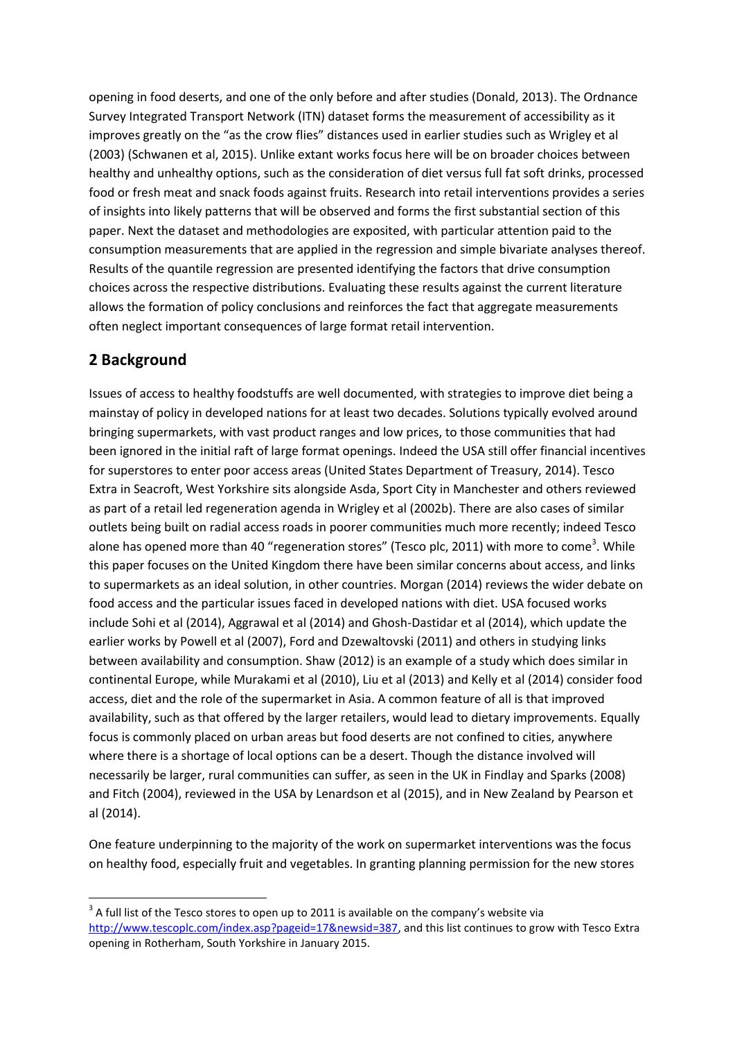opening in food deserts, and one of the only before and after studies (Donald, 2013). The Ordnance Survey Integrated Transport Network (ITN) dataset forms the measurement of accessibility as it improves greatly on the "as the crow flies" distances used in earlier studies such as Wrigley et al (2003) (Schwanen et al, 2015). Unlike extant works focus here will be on broader choices between healthy and unhealthy options, such as the consideration of diet versus full fat soft drinks, processed food or fresh meat and snack foods against fruits. Research into retail interventions provides a series of insights into likely patterns that will be observed and forms the first substantial section of this paper. Next the dataset and methodologies are exposited, with particular attention paid to the consumption measurements that are applied in the regression and simple bivariate analyses thereof. Results of the quantile regression are presented identifying the factors that drive consumption choices across the respective distributions. Evaluating these results against the current literature allows the formation of policy conclusions and reinforces the fact that aggregate measurements often neglect important consequences of large format retail intervention.

## 2 Background

Issues of access to healthy foodstuffs are well documented, with strategies to improve diet being a mainstay of policy in developed nations for at least two decades. Solutions typically evolved around bringing supermarkets, with vast product ranges and low prices, to those communities that had been ignored in the initial raft of large format openings. Indeed the USA still offer financial incentives for superstores to enter poor access areas (United States Department of Treasury, 2014). Tesco Extra in Seacroft, West Yorkshire sits alongside Asda, Sport City in Manchester and others reviewed as part of a retail led regeneration agenda in Wrigley et al (2002b). There are also cases of similar outlets being built on radial access roads in poorer communities much more recently; indeed Tesco alone has opened more than 40 "regeneration stores" (Tesco plc, 2011) with more to come[3]. While this paper focuses on the United Kingdom there have been similar concerns about access, and links to supermarkets as an ideal solution, in other countries. Morgan (2014) reviews the wider debate on food access and the particular issues faced in developed nations with diet. USA focused works include Sohi et al (2014), Aggrawal et al (2014) and Ghosh-Dastidar et al (2014), which update the earlier works by Powell et al (2007), Ford and Dzewaltovski (2011) and others in studying links between availability and consumption. Shaw (2012) is an example of a study which does similar in continental Europe, while Murakami et al (2010), Liu et al (2013) and Kelly et al (2014) consider food access, diet and the role of the supermarket in Asia. A common feature of all is that improved availability, such as that offered by the larger retailers, would lead to dietary improvements. Equally focus is commonly placed on urban areas but food deserts are not confined to cities, anywhere where there is a shortage of local options can be a desert. Though the distance involved will necessarily be larger, rural communities can suffer, as seen in the UK in Findlay and Sparks (2008) and Fitch (2004), reviewed in the USA by Lenardson et al (2015), and in New Zealand by Pearson et al (2014).

One feature underpinning to the majority of the work on supermarket interventions was the focus on healthy food, especially fruit and vegetables. In granting planning permission for the new stores

[3] A full list of the Tesco stores to open up to 2011 is available on the company's website via http://www.tescoplc.com/index.asp?pageid=17&newsid=387, and this list continues to grow with Tesco Extra opening in Rotherham, South Yorkshire in January 2015.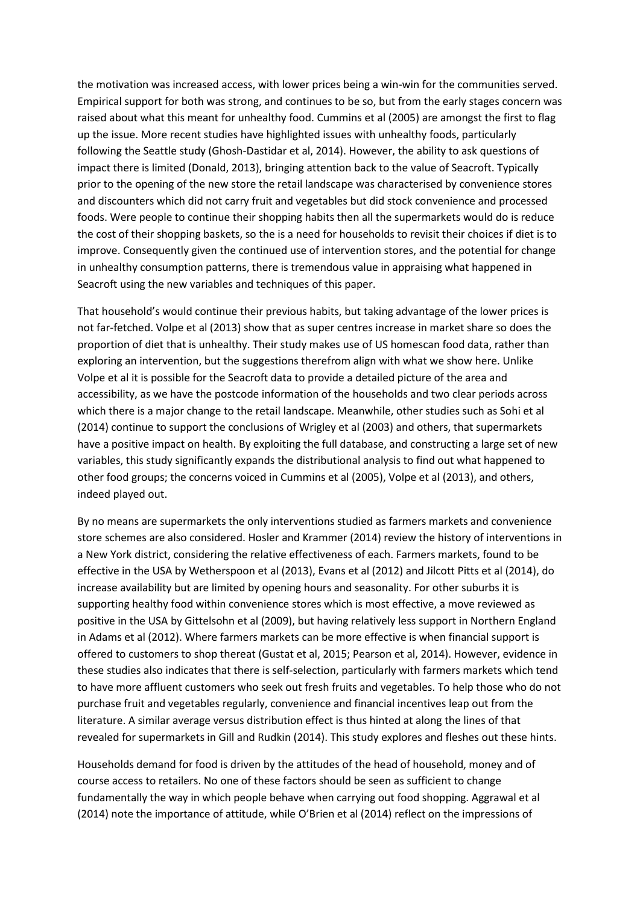the motivation was increased access, with lower prices being a win-win for the communities served. Empirical support for both was strong, and continues to be so, but from the early stages concern was raised about what this meant for unhealthy food. Cummins et al (2005) are amongst the first to flag up the issue. More recent studies have highlighted issues with unhealthy foods, particularly following the Seattle study (Ghosh-Dastidar et al, 2014). However, the ability to ask questions of impact there is limited (Donald, 2013), bringing attention back to the value of Seacroft. Typically prior to the opening of the new store the retail landscape was characterised by convenience stores and discounters which did not carry fruit and vegetables but did stock convenience and processed foods. Were people to continue their shopping habits then all the supermarkets would do is reduce the cost of their shopping baskets, so the is a need for households to revisit their choices if diet is to improve. Consequently given the continued use of intervention stores, and the potential for change in unhealthy consumption patterns, there is tremendous value in appraising what happened in Seacroft using the new variables and techniques of this paper.

That household's would continue their previous habits, but taking advantage of the lower prices is not far-fetched. Volpe et al (2013) show that as super centres increase in market share so does the proportion of diet that is unhealthy. Their study makes use of US homescan food data, rather than exploring an intervention, but the suggestions therefrom align with what we show here. Unlike Volpe et al it is possible for the Seacroft data to provide a detailed picture of the area and accessibility, as we have the postcode information of the households and two clear periods across which there is a major change to the retail landscape. Meanwhile, other studies such as Sohi et al (2014) continue to support the conclusions of Wrigley et al (2003) and others, that supermarkets have a positive impact on health. By exploiting the full database, and constructing a large set of new variables, this study significantly expands the distributional analysis to find out what happened to other food groups; the concerns voiced in Cummins et al (2005), Volpe et al (2013), and others, indeed played out.

By no means are supermarkets the only interventions studied as farmers markets and convenience store schemes are also considered. Hosler and Krammer (2014) review the history of interventions in a New York district, considering the relative effectiveness of each. Farmers markets, found to be effective in the USA by Wetherspoon et al (2013), Evans et al (2012) and Jilcott Pitts et al (2014), do increase availability but are limited by opening hours and seasonality. For other suburbs it is supporting healthy food within convenience stores which is most effective, a move reviewed as positive in the USA by Gittelsohn et al (2009), but having relatively less support in Northern England in Adams et al (2012). Where farmers markets can be more effective is when financial support is offered to customers to shop thereat (Gustat et al, 2015; Pearson et al, 2014). However, evidence in these studies also indicates that there is self-selection, particularly with farmers markets which tend to have more affluent customers who seek out fresh fruits and vegetables. To help those who do not purchase fruit and vegetables regularly, convenience and financial incentives leap out from the literature. A similar average versus distribution effect is thus hinted at along the lines of that revealed for supermarkets in Gill and Rudkin (2014). This study explores and fleshes out these hints.

Households demand for food is driven by the attitudes of the head of household, money and of course access to retailers. No one of these factors should be seen as sufficient to change fundamentally the way in which people behave when carrying out food shopping. Aggrawal et al (2014) note the importance of attitude, while O'Brien et al (2014) reflect on the impressions of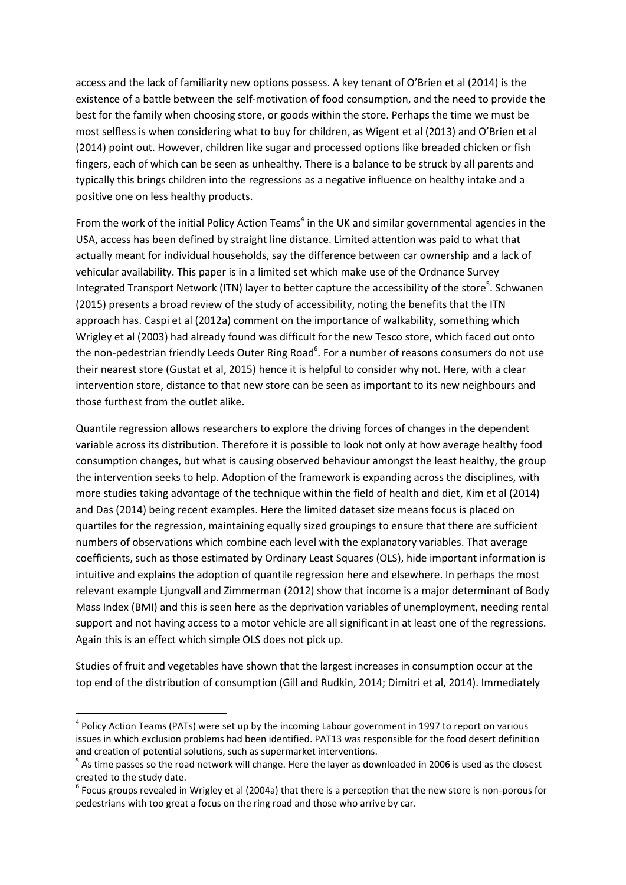access and the lack of familiarity new options possess. A key tenant of O'Brien et al (2014) is the existence of a battle between the self-motivation of food consumption, and the need to provide the best for the family when choosing store, or goods within the store. Perhaps the time we must be most selfless is when considering what to buy for children, as Wigent et al (2013) and O'Brien et al (2014) point out. However, children like sugar and processed options like breaded chicken or fish fingers, each of which can be seen as unhealthy. There is a balance to be struck by all parents and typically this brings children into the regressions as a negative influence on healthy intake and a positive one on less healthy products.

From the work of the initial Policy Action Teams[4] in the UK and similar governmental agencies in the USA, access has been defined by straight line distance. Limited attention was paid to what that actually meant for individual households, say the difference between car ownership and a lack of vehicular availability. This paper is in a limited set which make use of the Ordnance Survey Integrated Transport Network (ITN) layer to better capture the accessibility of the store[5]. Schwanen (2015) presents a broad review of the study of accessibility, noting the benefits that the ITN approach has. Caspi et al (2012a) comment on the importance of walkability, something which Wrigley et al (2003) had already found was difficult for the new Tesco store, which faced out onto the non-pedestrian friendly Leeds Outer Ring Road[6]. For a number of reasons consumers do not use their nearest store (Gustat et al, 2015) hence it is helpful to consider why not. Here, with a clear intervention store, distance to that new store can be seen as important to its new neighbours and those furthest from the outlet alike.

Quantile regression allows researchers to explore the driving forces of changes in the dependent variable across its distribution. Therefore it is possible to look not only at how average healthy food consumption changes, but what is causing observed behaviour amongst the least healthy, the group the intervention seeks to help. Adoption of the framework is expanding across the disciplines, with more studies taking advantage of the technique within the field of health and diet, Kim et al (2014) and Das (2014) being recent examples. Here the limited dataset size means focus is placed on quartiles for the regression, maintaining equally sized groupings to ensure that there are sufficient numbers of observations which combine each level with the explanatory variables. That average coefficients, such as those estimated by Ordinary Least Squares (OLS), hide important information is intuitive and explains the adoption of quantile regression here and elsewhere. In perhaps the most relevant example Ljungvall and Zimmerman (2012) show that income is a major determinant of Body Mass Index (BMI) and this is seen here as the deprivation variables of unemployment, needing rental support and not having access to a motor vehicle are all significant in at least one of the regressions. Again this is an effect which simple OLS does not pick up.

Studies of fruit and vegetables have shown that the largest increases in consumption occur at the top end of the distribution of consumption (Gill and Rudkin, 2014; Dimitri et al, 2014). Immediately

---

[4] Policy Action Teams (PATs) were set up by the incoming Labour government in 1997 to report on various issues in which exclusion problems had been identified. PAT13 was responsible for the food desert definition and creation of potential solutions, such as supermarket interventions.

[5] As time passes so the road network will change. Here the layer as downloaded in 2006 is used as the closest created to the study date.

[6] Focus groups revealed in Wrigley et al (2004a) that there is a perception that the new store is non-porous for pedestrians with too great a focus on the ring road and those who arrive by car.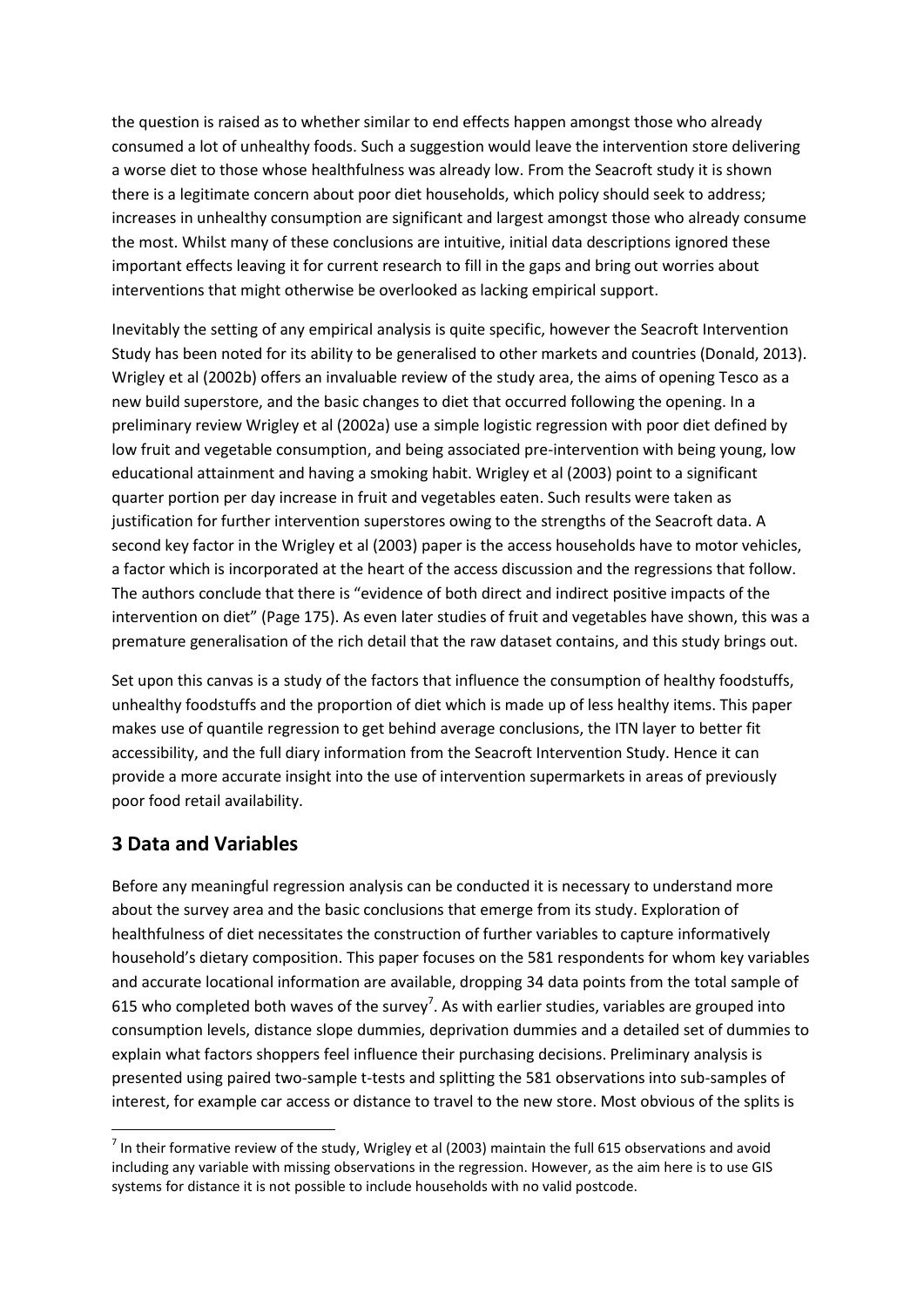the question is raised as to whether similar to end effects happen amongst those who already consumed a lot of unhealthy foods. Such a suggestion would leave the intervention store delivering a worse diet to those whose healthfulness was already low. From the Seacroft study it is shown there is a legitimate concern about poor diet households, which policy should seek to address; increases in unhealthy consumption are significant and largest amongst those who already consume the most. Whilst many of these conclusions are intuitive, initial data descriptions ignored these important effects leaving it for current research to fill in the gaps and bring out worries about interventions that might otherwise be overlooked as lacking empirical support.

Inevitably the setting of any empirical analysis is quite specific, however the Seacroft Intervention Study has been noted for its ability to be generalised to other markets and countries (Donald, 2013). Wrigley et al (2002b) offers an invaluable review of the study area, the aims of opening Tesco as a new build superstore, and the basic changes to diet that occurred following the opening. In a preliminary review Wrigley et al (2002a) use a simple logistic regression with poor diet defined by low fruit and vegetable consumption, and being associated pre-intervention with being young, low educational attainment and having a smoking habit. Wrigley et al (2003) point to a significant quarter portion per day increase in fruit and vegetables eaten. Such results were taken as justification for further intervention superstores owing to the strengths of the Seacroft data. A second key factor in the Wrigley et al (2003) paper is the access households have to motor vehicles, a factor which is incorporated at the heart of the access discussion and the regressions that follow. The authors conclude that there is "evidence of both direct and indirect positive impacts of the intervention on diet" (Page 175). As even later studies of fruit and vegetables have shown, this was a premature generalisation of the rich detail that the raw dataset contains, and this study brings out.

Set upon this canvas is a study of the factors that influence the consumption of healthy foodstuffs, unhealthy foodstuffs and the proportion of diet which is made up of less healthy items. This paper makes use of quantile regression to get behind average conclusions, the ITN layer to better fit accessibility, and the full diary information from the Seacroft Intervention Study. Hence it can provide a more accurate insight into the use of intervention supermarkets in areas of previously poor food retail availability.

## 3 Data and Variables

Before any meaningful regression analysis can be conducted it is necessary to understand more about the survey area and the basic conclusions that emerge from its study. Exploration of healthfulness of diet necessitates the construction of further variables to capture informatively household's dietary composition. This paper focuses on the 581 respondents for whom key variables and accurate locational information are available, dropping 34 data points from the total sample of 615 who completed both waves of the survey[7]. As with earlier studies, variables are grouped into consumption levels, distance slope dummies, deprivation dummies and a detailed set of dummies to explain what factors shoppers feel influence their purchasing decisions. Preliminary analysis is presented using paired two-sample t-tests and splitting the 581 observations into sub-samples of interest, for example car access or distance to travel to the new store. Most obvious of the splits is

[7] In their formative review of the study, Wrigley et al (2003) maintain the full 615 observations and avoid including any variable with missing observations in the regression. However, as the aim here is to use GIS systems for distance it is not possible to include households with no valid postcode.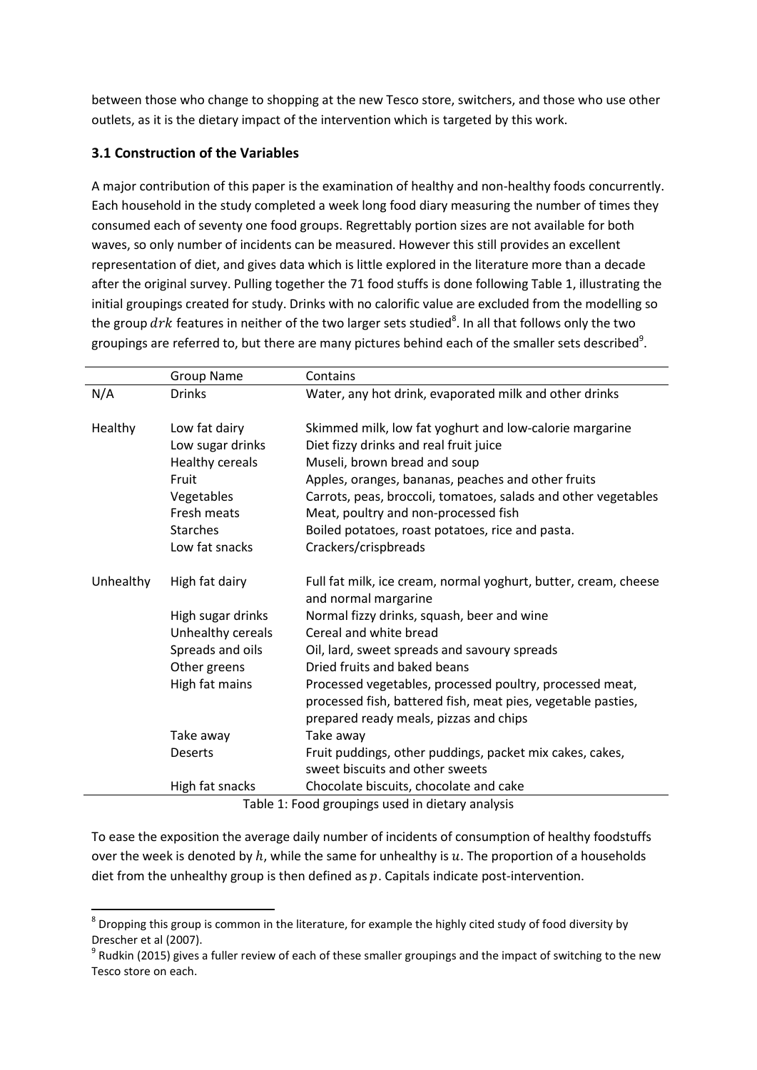between those who change to shopping at the new Tesco store, switchers, and those who use other outlets, as it is the dietary impact of the intervention which is targeted by this work.

### 3.1 Construction of the Variables

A major contribution of this paper is the examination of healthy and non-healthy foods concurrently. Each household in the study completed a week long food diary measuring the number of times they consumed each of seventy one food groups. Regrettably portion sizes are not available for both waves, so only number of incidents can be measured. However this still provides an excellent representation of diet, and gives data which is little explored in the literature more than a decade after the original survey. Pulling together the 71 food stuffs is done following Table 1, illustrating the initial groupings created for study. Drinks with no calorific value are excluded from the modelling so the group $drk$ features in neither of the two larger sets studied[8]. In all that follows only the two groupings are referred to, but there are many pictures behind each of the smaller sets described[9].

| | Group Name | Contains |
|---|---|---|
| N/A | Drinks | Water, any hot drink, evaporated milk and other drinks |
| Healthy | Low fat dairy | Skimmed milk, low fat yoghurt and low-calorie margarine |
| | Low sugar drinks | Diet fizzy drinks and real fruit juice |
| | Healthy cereals | Museli, brown bread and soup |
| | Fruit | Apples, oranges, bananas, peaches and other fruits |
| | Vegetables | Carrots, peas, broccoli, tomatoes, salads and other vegetables |
| | Fresh meats | Meat, poultry and non-processed fish |
| | Starches | Boiled potatoes, roast potatoes, rice and pasta. |
| | Low fat snacks | Crackers/crispbreads |
| Unhealthy | High fat dairy | Full fat milk, ice cream, normal yoghurt, butter, cream, cheese and normal margarine |
| | High sugar drinks | Normal fizzy drinks, squash, beer and wine |
| | Unhealthy cereals | Cereal and white bread |
| | Spreads and oils | Oil, lard, sweet spreads and savoury spreads |
| | Other greens | Dried fruits and baked beans |
| | High fat mains | Processed vegetables, processed poultry, processed meat, processed fish, battered fish, meat pies, vegetable pasties, prepared ready meals, pizzas and chips |
| | Take away | Take away |
| | Deserts | Fruit puddings, other puddings, packet mix cakes, cakes, sweet biscuits and other sweets |
| | High fat snacks | Chocolate biscuits, chocolate and cake |

Table 1: Food groupings used in dietary analysis

To ease the exposition the average daily number of incidents of consumption of healthy foodstuffs over the week is denoted by $h$, while the same for unhealthy is $u$. The proportion of a households diet from the unhealthy group is then defined as $p$. Capitals indicate post-intervention.

[8] Dropping this group is common in the literature, for example the highly cited study of food diversity by Drescher et al (2007).

[9] Rudkin (2015) gives a fuller review of each of these smaller groupings and the impact of switching to the new Tesco store on each.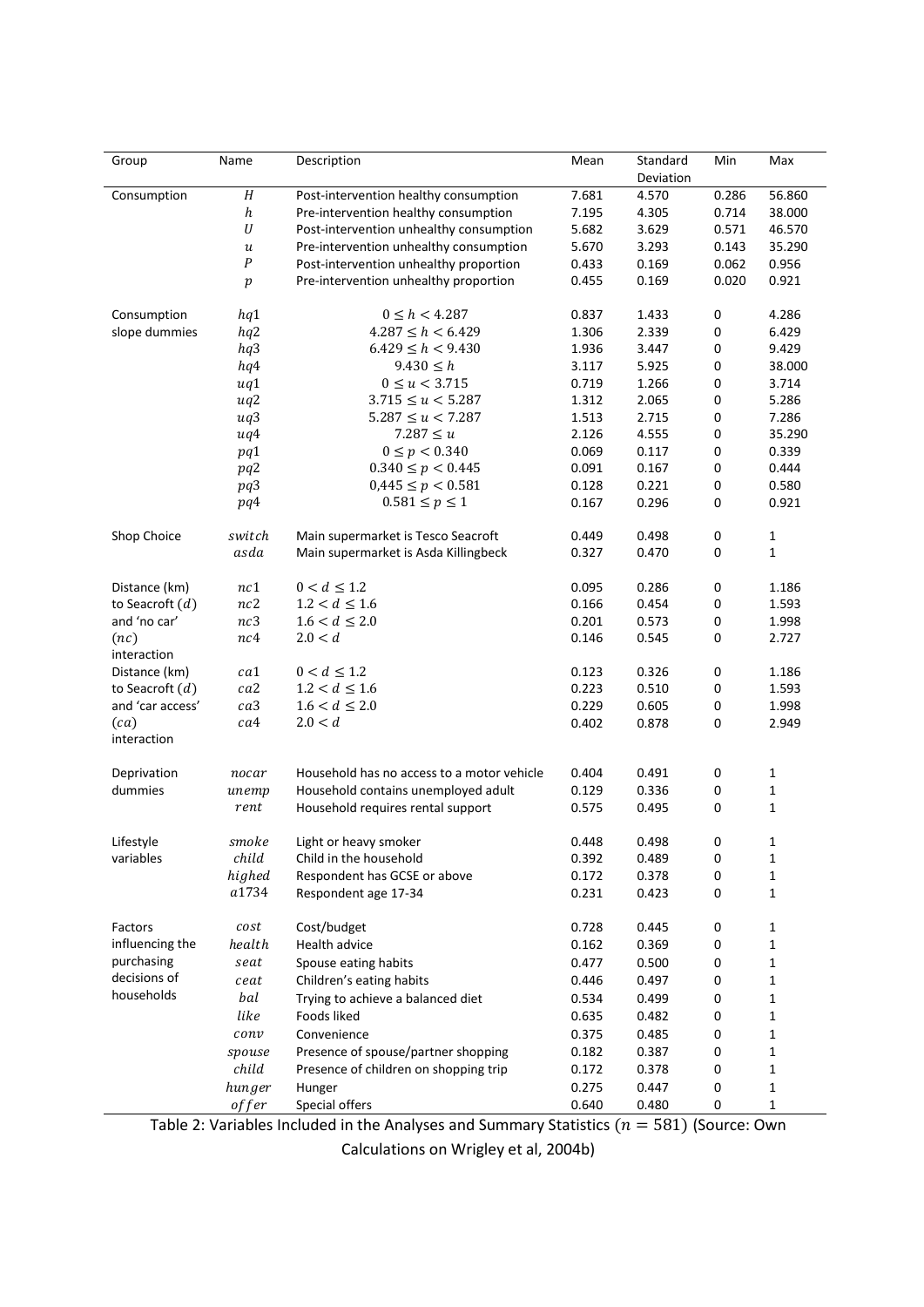| Group | Name | Description | Mean | Standard Deviation | Min | Max |
|---|---|---|---|---|---|---|
| Consumption | $H$ | Post-intervention healthy consumption | 7.681 | 4.570 | 0.286 | 56.860 |
| | $h$ | Pre-intervention healthy consumption | 7.195 | 4.305 | 0.714 | 38.000 |
| | $U$ | Post-intervention unhealthy consumption | 5.682 | 3.629 | 0.571 | 46.570 |
| | $u$ | Pre-intervention unhealthy consumption | 5.670 | 3.293 | 0.143 | 35.290 |
| | $P$ | Post-intervention unhealthy proportion | 0.433 | 0.169 | 0.062 | 0.956 |
| | $p$ | Pre-intervention unhealthy proportion | 0.455 | 0.169 | 0.020 | 0.921 |
| Consumption slope dummies | $hq1$ | $0 \leq h < 4.287$ | 0.837 | 1.433 | 0 | 4.286 |
| | $hq2$ | $4.287 \leq h < 6.429$ | 1.306 | 2.339 | 0 | 6.429 |
| | $hq3$ | $6.429 \leq h < 9.430$ | 1.936 | 3.447 | 0 | 9.429 |
| | $hq4$ | $9.430 \leq h$ | 3.117 | 5.925 | 0 | 38.000 |
| | $uq1$ | $0 \leq u < 3.715$ | 0.719 | 1.266 | 0 | 3.714 |
| | $uq2$ | $3.715 \leq u < 5.287$ | 1.312 | 2.065 | 0 | 5.286 |
| | $uq3$ | $5.287 \leq u < 7.287$ | 1.513 | 2.715 | 0 | 7.286 |
| | $uq4$ | $7.287 \leq u$ | 2.126 | 4.555 | 0 | 35.290 |
| | $pq1$ | $0 \leq p < 0.340$ | 0.069 | 0.117 | 0 | 0.339 |
| | $pq2$ | $0.340 \leq p < 0.445$ | 0.091 | 0.167 | 0 | 0.444 |
| | $pq3$ | $0{,}445 \leq p < 0.581$ | 0.128 | 0.221 | 0 | 0.580 |
| | $pq4$ | $0.581 \leq p \leq 1$ | 0.167 | 0.296 | 0 | 0.921 |
| Shop Choice | $switch$ | Main supermarket is Tesco Seacroft | 0.449 | 0.498 | 0 | 1 |
| | $asda$ | Main supermarket is Asda Killingbeck | 0.327 | 0.470 | 0 | 1 |
| Distance (km) to Seacroft ($d$) and 'no car' ($nc$) interaction | $nc1$ | $0 < d \leq 1.2$ | 0.095 | 0.286 | 0 | 1.186 |
| | $nc2$ | $1.2 < d \leq 1.6$ | 0.166 | 0.454 | 0 | 1.593 |
| | $nc3$ | $1.6 < d \leq 2.0$ | 0.201 | 0.573 | 0 | 1.998 |
| | $nc4$ | $2.0 < d$ | 0.146 | 0.545 | 0 | 2.727 |
| Distance (km) to Seacroft ($d$) and 'car access' ($ca$) interaction | $ca1$ | $0 < d \leq 1.2$ | 0.123 | 0.326 | 0 | 1.186 |
| | $ca2$ | $1.2 < d \leq 1.6$ | 0.223 | 0.510 | 0 | 1.593 |
| | $ca3$ | $1.6 < d \leq 2.0$ | 0.229 | 0.605 | 0 | 1.998 |
| | $ca4$ | $2.0 < d$ | 0.402 | 0.878 | 0 | 2.949 |
| Deprivation dummies | $nocar$ | Household has no access to a motor vehicle | 0.404 | 0.491 | 0 | 1 |
| | $unemp$ | Household contains unemployed adult | 0.129 | 0.336 | 0 | 1 |
| | $rent$ | Household requires rental support | 0.575 | 0.495 | 0 | 1 |
| Lifestyle variables | $smoke$ | Light or heavy smoker | 0.448 | 0.498 | 0 | 1 |
| | $child$ | Child in the household | 0.392 | 0.489 | 0 | 1 |
| | $highed$ | Respondent has GCSE or above | 0.172 | 0.378 | 0 | 1 |
| | $a1734$ | Respondent age 17-34 | 0.231 | 0.423 | 0 | 1 |
| Factors influencing the purchasing decisions of households | $cost$ | Cost/budget | 0.728 | 0.445 | 0 | 1 |
| | $health$ | Health advice | 0.162 | 0.369 | 0 | 1 |
| | $seat$ | Spouse eating habits | 0.477 | 0.500 | 0 | 1 |
| | $ceat$ | Children's eating habits | 0.446 | 0.497 | 0 | 1 |
| | $bal$ | Trying to achieve a balanced diet | 0.534 | 0.499 | 0 | 1 |
| | $like$ | Foods liked | 0.635 | 0.482 | 0 | 1 |
| | $conv$ | Convenience | 0.375 | 0.485 | 0 | 1 |
| | $spouse$ | Presence of spouse/partner shopping | 0.182 | 0.387 | 0 | 1 |
| | $child$ | Presence of children on shopping trip | 0.172 | 0.378 | 0 | 1 |
| | $hunger$ | Hunger | 0.275 | 0.447 | 0 | 1 |
| | $offer$ | Special offers | 0.640 | 0.480 | 0 | 1 |

Table 2: Variables Included in the Analyses and Summary Statistics ($n = 581$) (Source: Own Calculations on Wrigley et al, 2004b)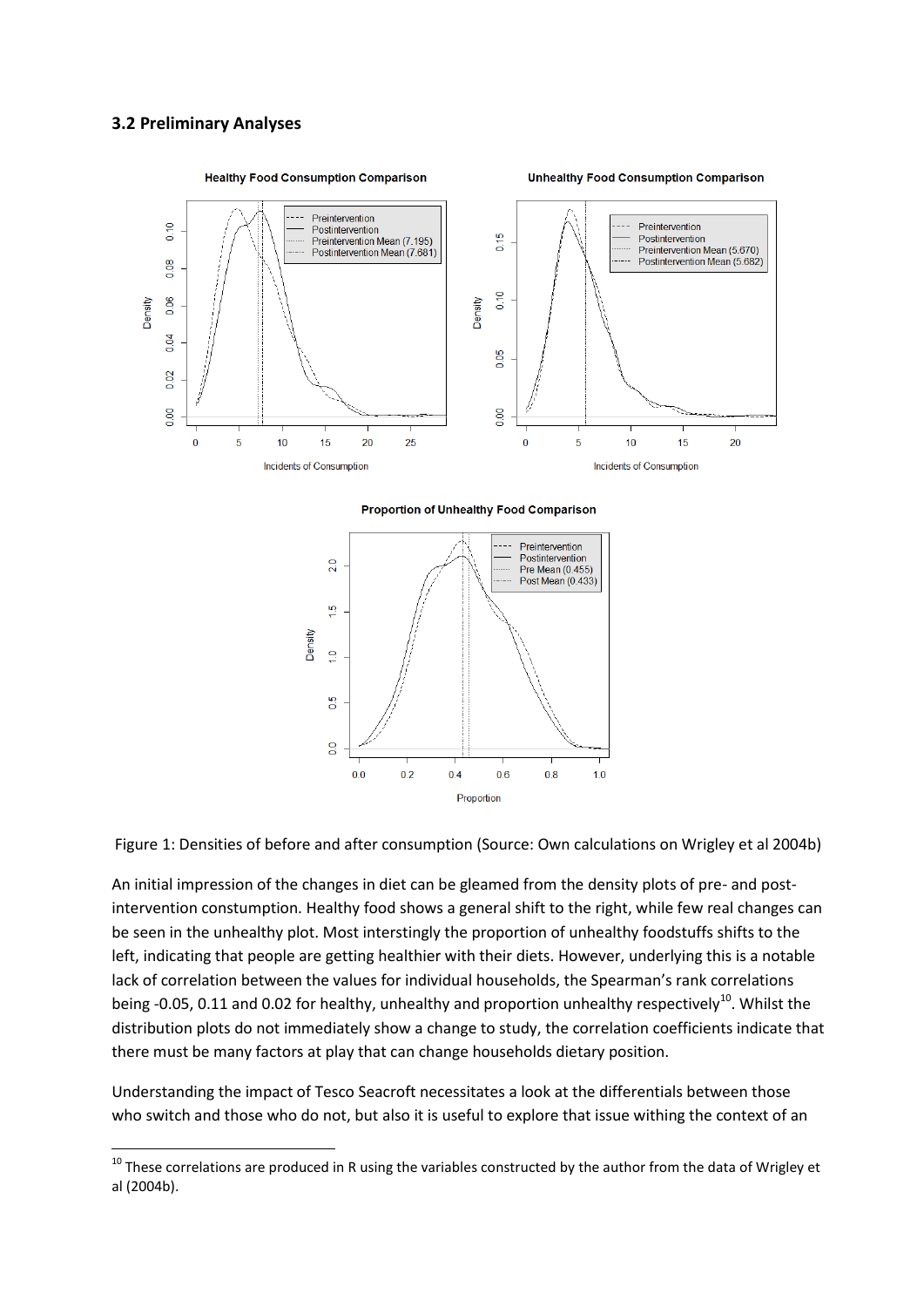### 3.2 Preliminary Analyses

Figure 1: Densities of before and after consumption (Source: Own calculations on Wrigley et al 2004b)

An initial impression of the changes in diet can be gleamed from the density plots of pre- and post-intervention constumption. Healthy food shows a general shift to the right, while few real changes can be seen in the unhealthy plot. Most interstingly the proportion of unhealthy foodstuffs shifts to the left, indicating that people are getting healthier with their diets. However, underlying this is a notable lack of correlation between the values for individual households, the Spearman's rank correlations being -0.05, 0.11 and 0.02 for healthy, unhealthy and proportion unhealthy respectively[10]. Whilst the distribution plots do not immediately show a change to study, the correlation coefficients indicate that there must be many factors at play that can change households dietary position.

Understanding the impact of Tesco Seacroft necessitates a look at the differentials between those who switch and those who do not, but also it is useful to explore that issue withing the context of an

[10] These correlations are produced in R using the variables constructed by the author from the data of Wrigley et al (2004b).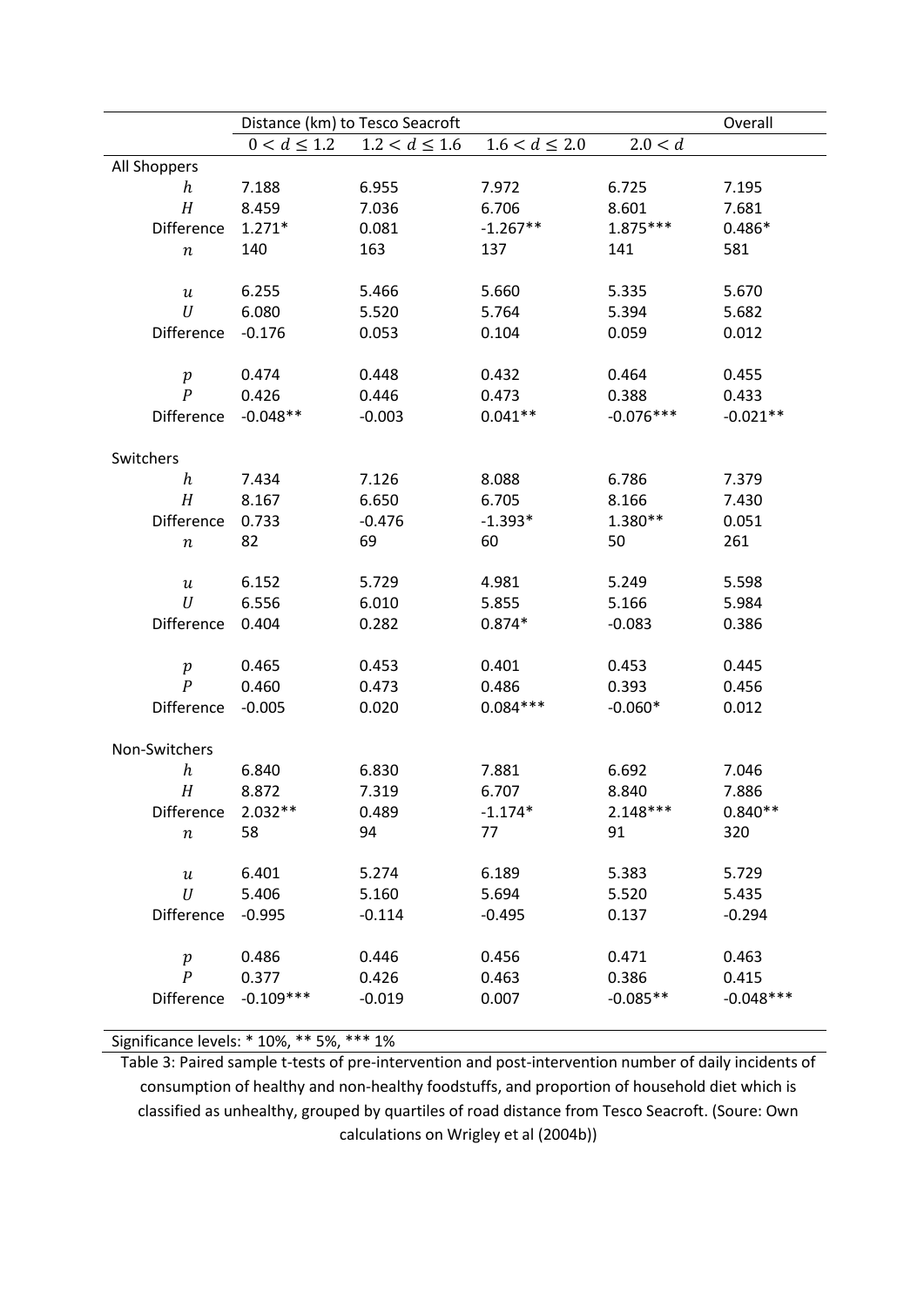| | Distance (km) to Tesco Seacroft | | | | Overall |
|---|---|---|---|---|---|
| | $0 < d \leq 1.2$ | $1.2 < d \leq 1.6$ | $1.6 < d \leq 2.0$ | $2.0 < d$ | |
| All Shoppers | | | | | |
| $h$ | 7.188 | 6.955 | 7.972 | 6.725 | 7.195 |
| $H$ | 8.459 | 7.036 | 6.706 | 8.601 | 7.681 |
| Difference | 1.271* | 0.081 | -1.267** | 1.875*** | 0.486* |
| $n$ | 140 | 163 | 137 | 141 | 581 |
| $u$ | 6.255 | 5.466 | 5.660 | 5.335 | 5.670 |
| $U$ | 6.080 | 5.520 | 5.764 | 5.394 | 5.682 |
| Difference | -0.176 | 0.053 | 0.104 | 0.059 | 0.012 |
| $p$ | 0.474 | 0.448 | 0.432 | 0.464 | 0.455 |
| $P$ | 0.426 | 0.446 | 0.473 | 0.388 | 0.433 |
| Difference | -0.048** | -0.003 | 0.041** | -0.076*** | -0.021** |
| Switchers | | | | | |
| $h$ | 7.434 | 7.126 | 8.088 | 6.786 | 7.379 |
| $H$ | 8.167 | 6.650 | 6.705 | 8.166 | 7.430 |
| Difference | 0.733 | -0.476 | -1.393* | 1.380** | 0.051 |
| $n$ | 82 | 69 | 60 | 50 | 261 |
| $u$ | 6.152 | 5.729 | 4.981 | 5.249 | 5.598 |
| $U$ | 6.556 | 6.010 | 5.855 | 5.166 | 5.984 |
| Difference | 0.404 | 0.282 | 0.874* | -0.083 | 0.386 |
| $p$ | 0.465 | 0.453 | 0.401 | 0.453 | 0.445 |
| $P$ | 0.460 | 0.473 | 0.486 | 0.393 | 0.456 |
| Difference | -0.005 | 0.020 | 0.084*** | -0.060* | 0.012 |
| Non-Switchers | | | | | |
| $h$ | 6.840 | 6.830 | 7.881 | 6.692 | 7.046 |
| $H$ | 8.872 | 7.319 | 6.707 | 8.840 | 7.886 |
| Difference | 2.032** | 0.489 | -1.174* | 2.148*** | 0.840** |
| $n$ | 58 | 94 | 77 | 91 | 320 |
| $u$ | 6.401 | 5.274 | 6.189 | 5.383 | 5.729 |
| $U$ | 5.406 | 5.160 | 5.694 | 5.520 | 5.435 |
| Difference | -0.995 | -0.114 | -0.495 | 0.137 | -0.294 |
| $p$ | 0.486 | 0.446 | 0.456 | 0.471 | 0.463 |
| $P$ | 0.377 | 0.426 | 0.463 | 0.386 | 0.415 |
| Difference | -0.109*** | -0.019 | 0.007 | -0.085** | -0.048*** |

Significance levels: * 10%, ** 5%, *** 1%

Table 3: Paired sample t-tests of pre-intervention and post-intervention number of daily incidents of consumption of healthy and non-healthy foodstuffs, and proportion of household diet which is classified as unhealthy, grouped by quartiles of road distance from Tesco Seacroft. (Soure: Own calculations on Wrigley et al (2004b))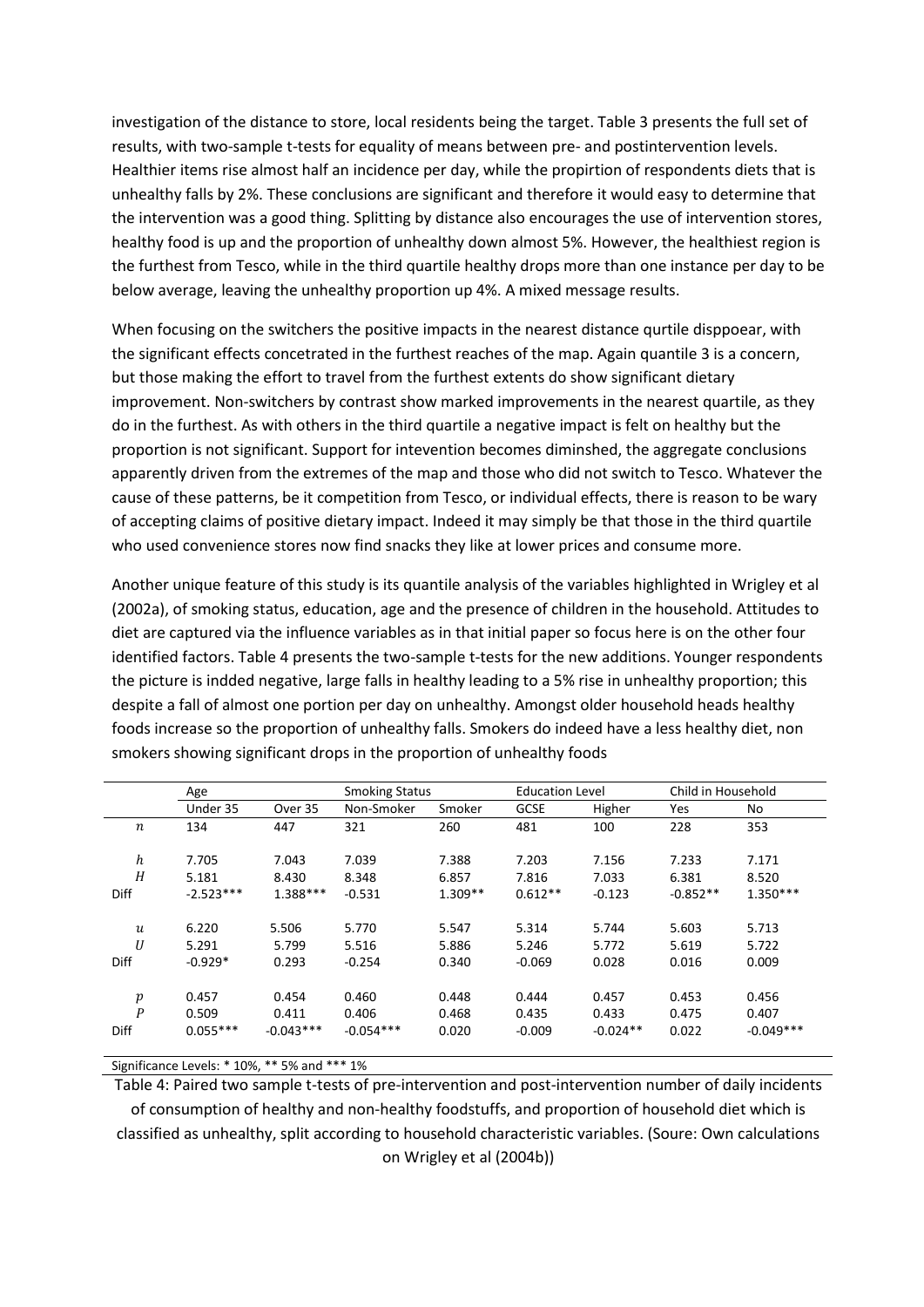investigation of the distance to store, local residents being the target. Table 3 presents the full set of results, with two-sample t-tests for equality of means between pre- and postintervention levels. Healthier items rise almost half an incidence per day, while the propirtion of respondents diets that is unhealthy falls by 2%. These conclusions are significant and therefore it would easy to determine that the intervention was a good thing. Splitting by distance also encourages the use of intervention stores, healthy food is up and the proportion of unhealthy down almost 5%. However, the healthiest region is the furthest from Tesco, while in the third quartile healthy drops more than one instance per day to be below average, leaving the unhealthy proportion up 4%. A mixed message results.

When focusing on the switchers the positive impacts in the nearest distance qurtile disppoear, with the significant effects concetrated in the furthest reaches of the map. Again quantile 3 is a concern, but those making the effort to travel from the furthest extents do show significant dietary improvement. Non-switchers by contrast show marked improvements in the nearest quartile, as they do in the furthest. As with others in the third quartile a negative impact is felt on healthy but the proportion is not significant. Support for intevention becomes diminshed, the aggregate conclusions apparently driven from the extremes of the map and those who did not switch to Tesco. Whatever the cause of these patterns, be it competition from Tesco, or individual effects, there is reason to be wary of accepting claims of positive dietary impact. Indeed it may simply be that those in the third quartile who used convenience stores now find snacks they like at lower prices and consume more.

Another unique feature of this study is its quantile analysis of the variables highlighted in Wrigley et al (2002a), of smoking status, education, age and the presence of children in the household. Attitudes to diet are captured via the influence variables as in that initial paper so focus here is on the other four identified factors. Table 4 presents the two-sample t-tests for the new additions. Younger respondents the picture is indded negative, large falls in healthy leading to a 5% rise in unhealthy proportion; this despite a fall of almost one portion per day on unhealthy. Amongst older household heads healthy foods increase so the proportion of unhealthy falls. Smokers do indeed have a less healthy diet, non smokers showing significant drops in the proportion of unhealthy foods

| | Age | | Smoking Status | | Education Level | | Child in Household | |
|---|---|---|---|---|---|---|---|---|
| | Under 35 | Over 35 | Non-Smoker | Smoker | GCSE | Higher | Yes | No |
| $n$ | 134 | 447 | 321 | 260 | 481 | 100 | 228 | 353 |
| $h$ | 7.705 | 7.043 | 7.039 | 7.388 | 7.203 | 7.156 | 7.233 | 7.171 |
| $H$ | 5.181 | 8.430 | 8.348 | 6.857 | 7.816 | 7.033 | 6.381 | 8.520 |
| Diff | -2.523*** | 1.388*** | -0.531 | 1.309** | 0.612** | -0.123 | -0.852** | 1.350*** |
| $u$ | 6.220 | 5.506 | 5.770 | 5.547 | 5.314 | 5.744 | 5.603 | 5.713 |
| $U$ | 5.291 | 5.799 | 5.516 | 5.886 | 5.246 | 5.772 | 5.619 | 5.722 |
| Diff | -0.929* | 0.293 | -0.254 | 0.340 | -0.069 | 0.028 | 0.016 | 0.009 |
| $p$ | 0.457 | 0.454 | 0.460 | 0.448 | 0.444 | 0.457 | 0.453 | 0.456 |
| $P$ | 0.509 | 0.411 | 0.406 | 0.468 | 0.435 | 0.433 | 0.475 | 0.407 |
| Diff | 0.055*** | -0.043*** | -0.054*** | 0.020 | -0.009 | -0.024** | 0.022 | -0.049*** |

Significance Levels: * 10%, ** 5% and *** 1%

Table 4: Paired two sample t-tests of pre-intervention and post-intervention number of daily incidents of consumption of healthy and non-healthy foodstuffs, and proportion of household diet which is classified as unhealthy, split according to household characteristic variables. (Soure: Own calculations on Wrigley et al (2004b))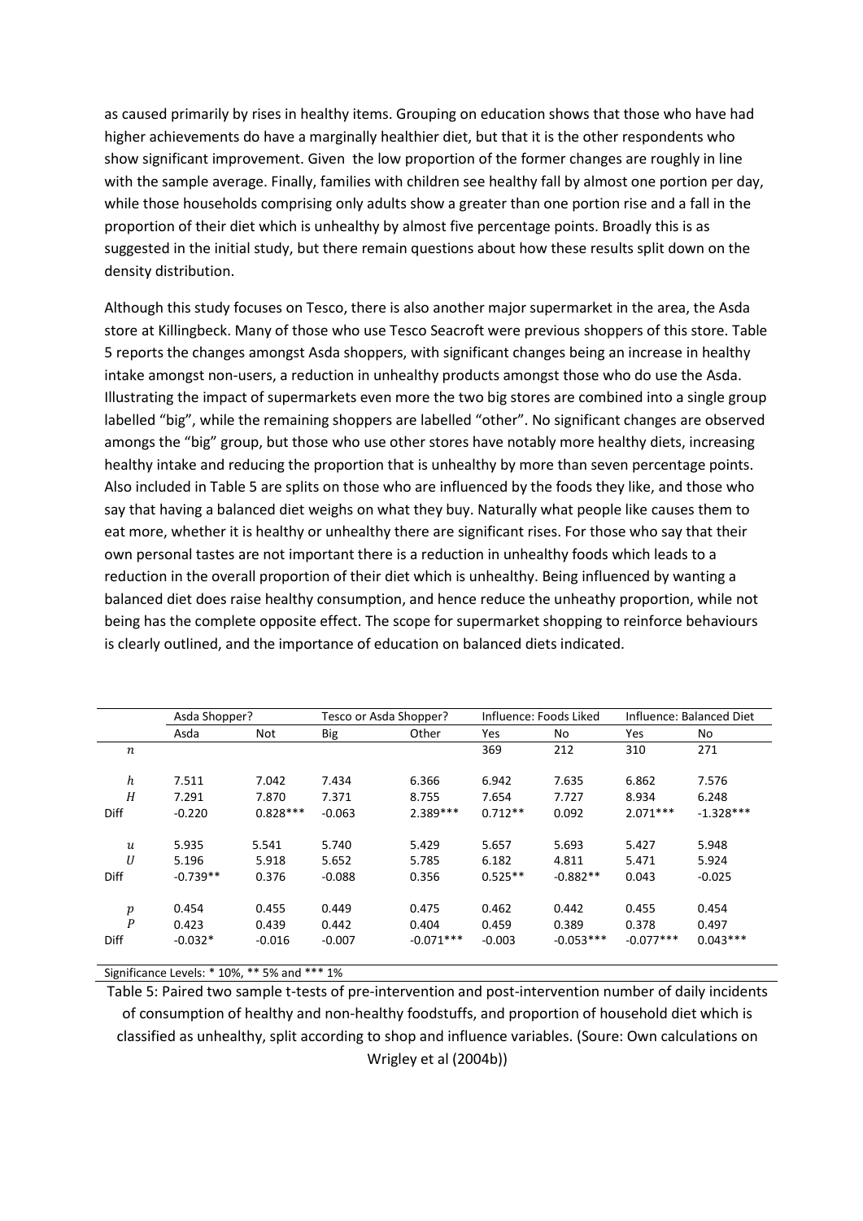as caused primarily by rises in healthy items. Grouping on education shows that those who have had higher achievements do have a marginally healthier diet, but that it is the other respondents who show significant improvement. Given the low proportion of the former changes are roughly in line with the sample average. Finally, families with children see healthy fall by almost one portion per day, while those households comprising only adults show a greater than one portion rise and a fall in the proportion of their diet which is unhealthy by almost five percentage points. Broadly this is as suggested in the initial study, but there remain questions about how these results split down on the density distribution.

Although this study focuses on Tesco, there is also another major supermarket in the area, the Asda store at Killingbeck. Many of those who use Tesco Seacroft were previous shoppers of this store. Table 5 reports the changes amongst Asda shoppers, with significant changes being an increase in healthy intake amongst non-users, a reduction in unhealthy products amongst those who do use the Asda. Illustrating the impact of supermarkets even more the two big stores are combined into a single group labelled "big", while the remaining shoppers are labelled "other". No significant changes are observed amongs the "big" group, but those who use other stores have notably more healthy diets, increasing healthy intake and reducing the proportion that is unhealthy by more than seven percentage points. Also included in Table 5 are splits on those who are influenced by the foods they like, and those who say that having a balanced diet weighs on what they buy. Naturally what people like causes them to eat more, whether it is healthy or unhealthy there are significant rises. For those who say that their own personal tastes are not important there is a reduction in unhealthy foods which leads to a reduction in the overall proportion of their diet which is unhealthy. Being influenced by wanting a balanced diet does raise healthy consumption, and hence reduce the unheathy proportion, while not being has the complete opposite effect. The scope for supermarket shopping to reinforce behaviours is clearly outlined, and the importance of education on balanced diets indicated.

| | Asda Shopper? | | Tesco or Asda Shopper? | | Influence: Foods Liked | | Influence: Balanced Diet | |
|---|---|---|---|---|---|---|---|---|
| | Asda | Not | Big | Other | Yes | No | Yes | No |
| $n$ | | | | | 369 | 212 | 310 | 271 |
| $h$ | 7.511 | 7.042 | 7.434 | 6.366 | 6.942 | 7.635 | 6.862 | 7.576 |
| $H$ | 7.291 | 7.870 | 7.371 | 8.755 | 7.654 | 7.727 | 8.934 | 6.248 |
| Diff | -0.220 | 0.828*** | -0.063 | 2.389*** | 0.712** | 0.092 | 2.071*** | -1.328*** |
| $u$ | 5.935 | 5.541 | 5.740 | 5.429 | 5.657 | 5.693 | 5.427 | 5.948 |
| $U$ | 5.196 | 5.918 | 5.652 | 5.785 | 6.182 | 4.811 | 5.471 | 5.924 |
| Diff | -0.739** | 0.376 | -0.088 | 0.356 | 0.525** | -0.882** | 0.043 | -0.025 |
| $p$ | 0.454 | 0.455 | 0.449 | 0.475 | 0.462 | 0.442 | 0.455 | 0.454 |
| $P$ | 0.423 | 0.439 | 0.442 | 0.404 | 0.459 | 0.389 | 0.378 | 0.497 |
| Diff | -0.032* | -0.016 | -0.007 | -0.071*** | -0.003 | -0.053*** | -0.077*** | 0.043*** |

Significance Levels: * 10%, ** 5% and *** 1%

Table 5: Paired two sample t-tests of pre-intervention and post-intervention number of daily incidents of consumption of healthy and non-healthy foodstuffs, and proportion of household diet which is classified as unhealthy, split according to shop and influence variables. (Soure: Own calculations on Wrigley et al (2004b))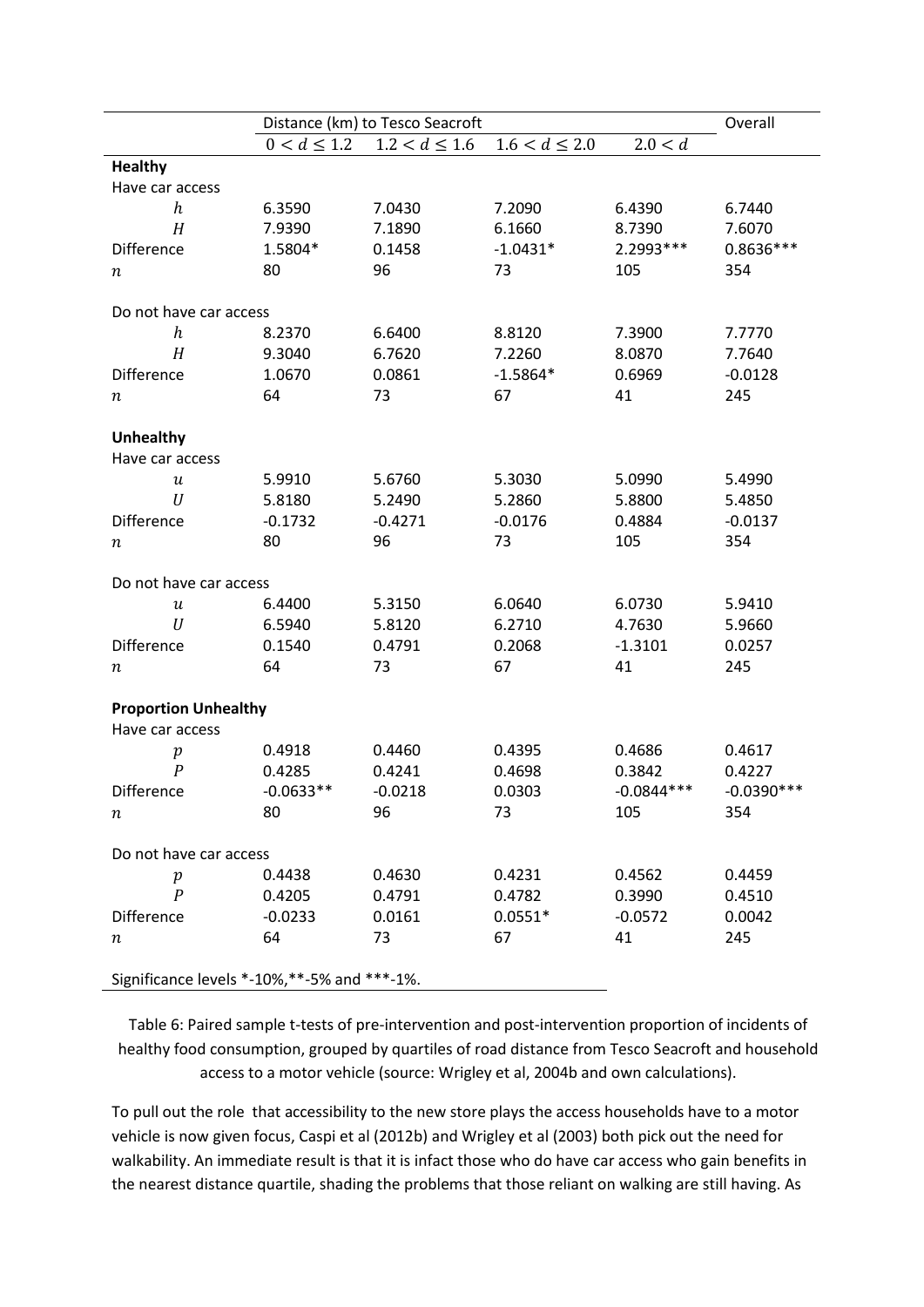| | Distance (km) to Tesco Seacroft | | | | Overall |
|---|---|---|---|---|---|
| | $0 < d \leq 1.2$ | $1.2 < d \leq 1.6$ | $1.6 < d \leq 2.0$ | $2.0 < d$ | |
| **Healthy** | | | | | |
| Have car access | | | | | |
| $h$ | 6.3590 | 7.0430 | 7.2090 | 6.4390 | 6.7440 |
| $H$ | 7.9390 | 7.1890 | 6.1660 | 8.7390 | 7.6070 |
| Difference | 1.5804* | 0.1458 | -1.0431* | 2.2993*** | 0.8636*** |
| $n$ | 80 | 96 | 73 | 105 | 354 |
| Do not have car access | | | | | |
| $h$ | 8.2370 | 6.6400 | 8.8120 | 7.3900 | 7.7770 |
| $H$ | 9.3040 | 6.7620 | 7.2260 | 8.0870 | 7.7640 |
| Difference | 1.0670 | 0.0861 | -1.5864* | 0.6969 | -0.0128 |
| $n$ | 64 | 73 | 67 | 41 | 245 |
| **Unhealthy** | | | | | |
| Have car access | | | | | |
| $u$ | 5.9910 | 5.6760 | 5.3030 | 5.0990 | 5.4990 |
| $U$ | 5.8180 | 5.2490 | 5.2860 | 5.8800 | 5.4850 |
| Difference | -0.1732 | -0.4271 | -0.0176 | 0.4884 | -0.0137 |
| $n$ | 80 | 96 | 73 | 105 | 354 |
| Do not have car access | | | | | |
| $u$ | 6.4400 | 5.3150 | 6.0640 | 6.0730 | 5.9410 |
| $U$ | 6.5940 | 5.8120 | 6.2710 | 4.7630 | 5.9660 |
| Difference | 0.1540 | 0.4791 | 0.2068 | -1.3101 | 0.0257 |
| $n$ | 64 | 73 | 67 | 41 | 245 |
| **Proportion Unhealthy** | | | | | |
| Have car access | | | | | |
| $p$ | 0.4918 | 0.4460 | 0.4395 | 0.4686 | 0.4617 |
| $P$ | 0.4285 | 0.4241 | 0.4698 | 0.3842 | 0.4227 |
| Difference | -0.0633** | -0.0218 | 0.0303 | -0.0844*** | -0.0390*** |
| $n$ | 80 | 96 | 73 | 105 | 354 |
| Do not have car access | | | | | |
| $p$ | 0.4438 | 0.4630 | 0.4231 | 0.4562 | 0.4459 |
| $P$ | 0.4205 | 0.4791 | 0.4782 | 0.3990 | 0.4510 |
| Difference | -0.0233 | 0.0161 | 0.0551* | -0.0572 | 0.0042 |
| $n$ | 64 | 73 | 67 | 41 | 245 |

Significance levels *-10%,**-5% and ***-1%.

Table 6: Paired sample t-tests of pre-intervention and post-intervention proportion of incidents of healthy food consumption, grouped by quartiles of road distance from Tesco Seacroft and household access to a motor vehicle (source: Wrigley et al, 2004b and own calculations).

To pull out the role that accessibility to the new store plays the access households have to a motor vehicle is now given focus, Caspi et al (2012b) and Wrigley et al (2003) both pick out the need for walkability. An immediate result is that it is infact those who do have car access who gain benefits in the nearest distance quartile, shading the problems that those reliant on walking are still having. As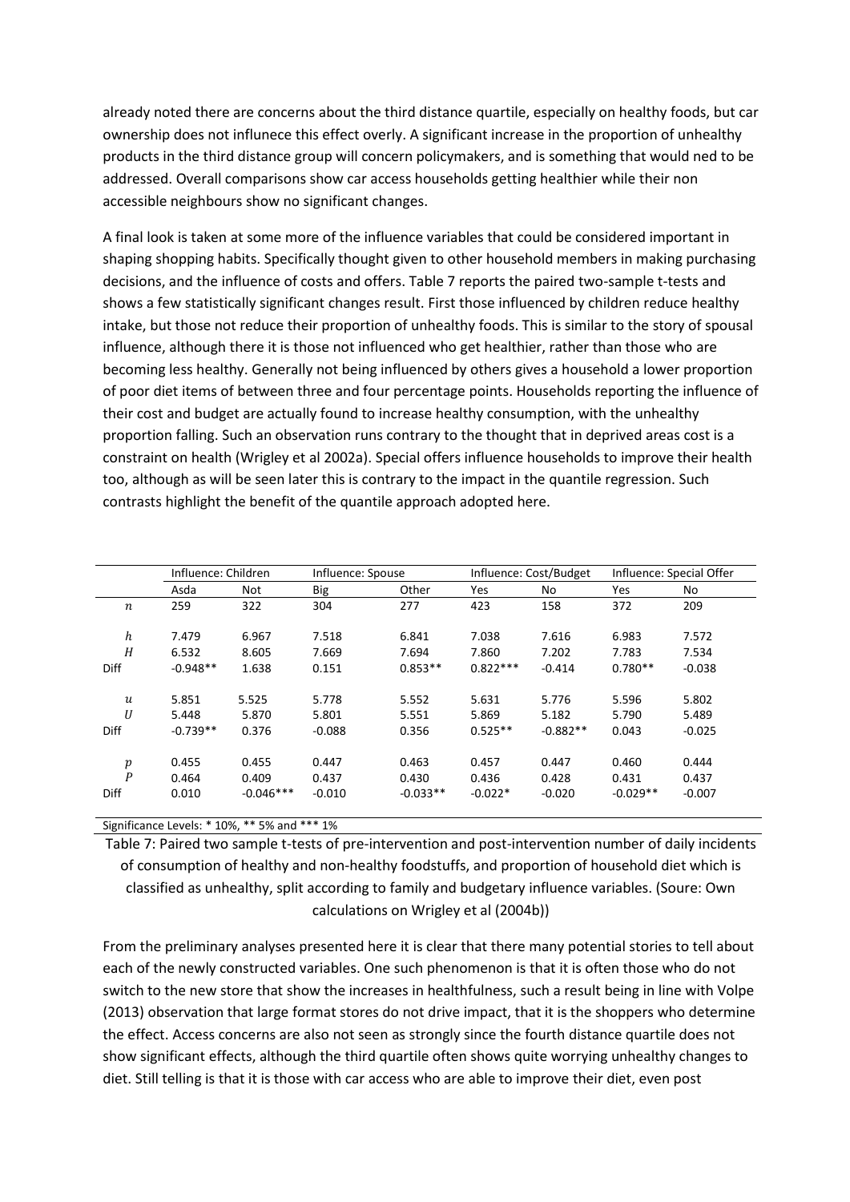already noted there are concerns about the third distance quartile, especially on healthy foods, but car ownership does not influnece this effect overly. A significant increase in the proportion of unhealthy products in the third distance group will concern policymakers, and is something that would ned to be addressed. Overall comparisons show car access households getting healthier while their non accessible neighbours show no significant changes.

A final look is taken at some more of the influence variables that could be considered important in shaping shopping habits. Specifically thought given to other household members in making purchasing decisions, and the influence of costs and offers. Table 7 reports the paired two-sample t-tests and shows a few statistically significant changes result. First those influenced by children reduce healthy intake, but those not reduce their proportion of unhealthy foods. This is similar to the story of spousal influence, although there it is those not influenced who get healthier, rather than those who are becoming less healthy. Generally not being influenced by others gives a household a lower proportion of poor diet items of between three and four percentage points. Households reporting the influence of their cost and budget are actually found to increase healthy consumption, with the unhealthy proportion falling. Such an observation runs contrary to the thought that in deprived areas cost is a constraint on health (Wrigley et al 2002a). Special offers influence households to improve their health too, although as will be seen later this is contrary to the impact in the quantile regression. Such contrasts highlight the benefit of the quantile approach adopted here.

| | Influence: Children | | Influence: Spouse | | Influence: Cost/Budget | | Influence: Special Offer | |
|---|---|---|---|---|---|---|---|---|
| | Asda | Not | Big | Other | Yes | No | Yes | No |
| $n$ | 259 | 322 | 304 | 277 | 423 | 158 | 372 | 209 |
| $h$ | 7.479 | 6.967 | 7.518 | 6.841 | 7.038 | 7.616 | 6.983 | 7.572 |
| $H$ | 6.532 | 8.605 | 7.669 | 7.694 | 7.860 | 7.202 | 7.783 | 7.534 |
| Diff | -0.948** | 1.638 | 0.151 | 0.853** | 0.822*** | -0.414 | 0.780** | -0.038 |
| $u$ | 5.851 | 5.525 | 5.778 | 5.552 | 5.631 | 5.776 | 5.596 | 5.802 |
| $U$ | 5.448 | 5.870 | 5.801 | 5.551 | 5.869 | 5.182 | 5.790 | 5.489 |
| Diff | -0.739** | 0.376 | -0.088 | 0.356 | 0.525** | -0.882** | 0.043 | -0.025 |
| $p$ | 0.455 | 0.455 | 0.447 | 0.463 | 0.457 | 0.447 | 0.460 | 0.444 |
| $P$ | 0.464 | 0.409 | 0.437 | 0.430 | 0.436 | 0.428 | 0.431 | 0.437 |
| Diff | 0.010 | -0.046*** | -0.010 | -0.033** | -0.022* | -0.020 | -0.029** | -0.007 |

Significance Levels: * 10%, ** 5% and *** 1%

Table 7: Paired two sample t-tests of pre-intervention and post-intervention number of daily incidents of consumption of healthy and non-healthy foodstuffs, and proportion of household diet which is classified as unhealthy, split according to family and budgetary influence variables. (Soure: Own calculations on Wrigley et al (2004b))

From the preliminary analyses presented here it is clear that there many potential stories to tell about each of the newly constructed variables. One such phenomenon is that it is often those who do not switch to the new store that show the increases in healthfulness, such a result being in line with Volpe (2013) observation that large format stores do not drive impact, that it is the shoppers who determine the effect. Access concerns are also not seen as strongly since the fourth distance quartile does not show significant effects, although the third quartile often shows quite worrying unhealthy changes to diet. Still telling is that it is those with car access who are able to improve their diet, even post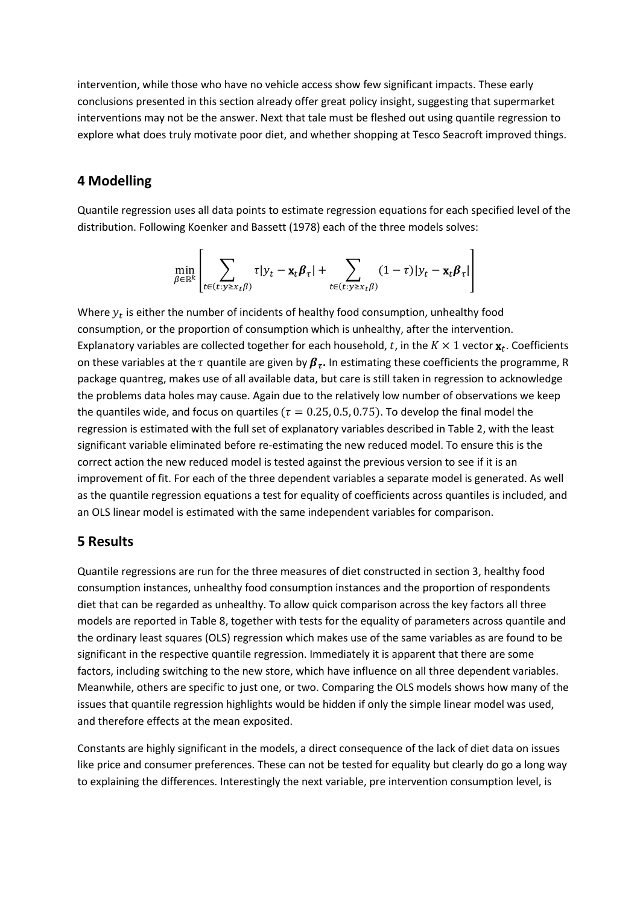intervention, while those who have no vehicle access show few significant impacts. These early conclusions presented in this section already offer great policy insight, suggesting that supermarket interventions may not be the answer. Next that tale must be fleshed out using quantile regression to explore what does truly motivate poor diet, and whether shopping at Tesco Seacroft improved things.

## 4 Modelling

Quantile regression uses all data points to estimate regression equations for each specified level of the distribution. Following Koenker and Bassett (1978) each of the three models solves:

$$\min_{\beta \in \mathbb{R}^k} \left[ \sum_{t \in (t: y \geq x_t \beta)} \tau |y_t - \mathbf{x}_t \boldsymbol{\beta}_\tau| + \sum_{t \in (t: y \geq x_t \beta)} (1 - \tau) |y_t - \mathbf{x}_t \boldsymbol{\beta}_\tau| \right]$$

Where $y_t$ is either the number of incidents of healthy food consumption, unhealthy food consumption, or the proportion of consumption which is unhealthy, after the intervention. Explanatory variables are collected together for each household, $t$, in the $K \times 1$ vector $\mathbf{x}_t$. Coefficients on these variables at the $\tau$ quantile are given by $\boldsymbol{\beta}_\tau$. In estimating these coefficients the programme, R package quantreg, makes use of all available data, but care is still taken in regression to acknowledge the problems data holes may cause. Again due to the relatively low number of observations we keep the quantiles wide, and focus on quartiles ($\tau = 0.25, 0.5, 0.75$). To develop the final model the regression is estimated with the full set of explanatory variables described in Table 2, with the least significant variable eliminated before re-estimating the new reduced model. To ensure this is the correct action the new reduced model is tested against the previous version to see if it is an improvement of fit. For each of the three dependent variables a separate model is generated. As well as the quantile regression equations a test for equality of coefficients across quantiles is included, and an OLS linear model is estimated with the same independent variables for comparison.

## 5 Results

Quantile regressions are run for the three measures of diet constructed in section 3, healthy food consumption instances, unhealthy food consumption instances and the proportion of respondents diet that can be regarded as unhealthy. To allow quick comparison across the key factors all three models are reported in Table 8, together with tests for the equality of parameters across quantile and the ordinary least squares (OLS) regression which makes use of the same variables as are found to be significant in the respective quantile regression. Immediately it is apparent that there are some factors, including switching to the new store, which have influence on all three dependent variables. Meanwhile, others are specific to just one, or two. Comparing the OLS models shows how many of the issues that quantile regression highlights would be hidden if only the simple linear model was used, and therefore effects at the mean exposited.

Constants are highly significant in the models, a direct consequence of the lack of diet data on issues like price and consumer preferences. These can not be tested for equality but clearly do go a long way to explaining the differences. Interestingly the next variable, pre intervention consumption level, is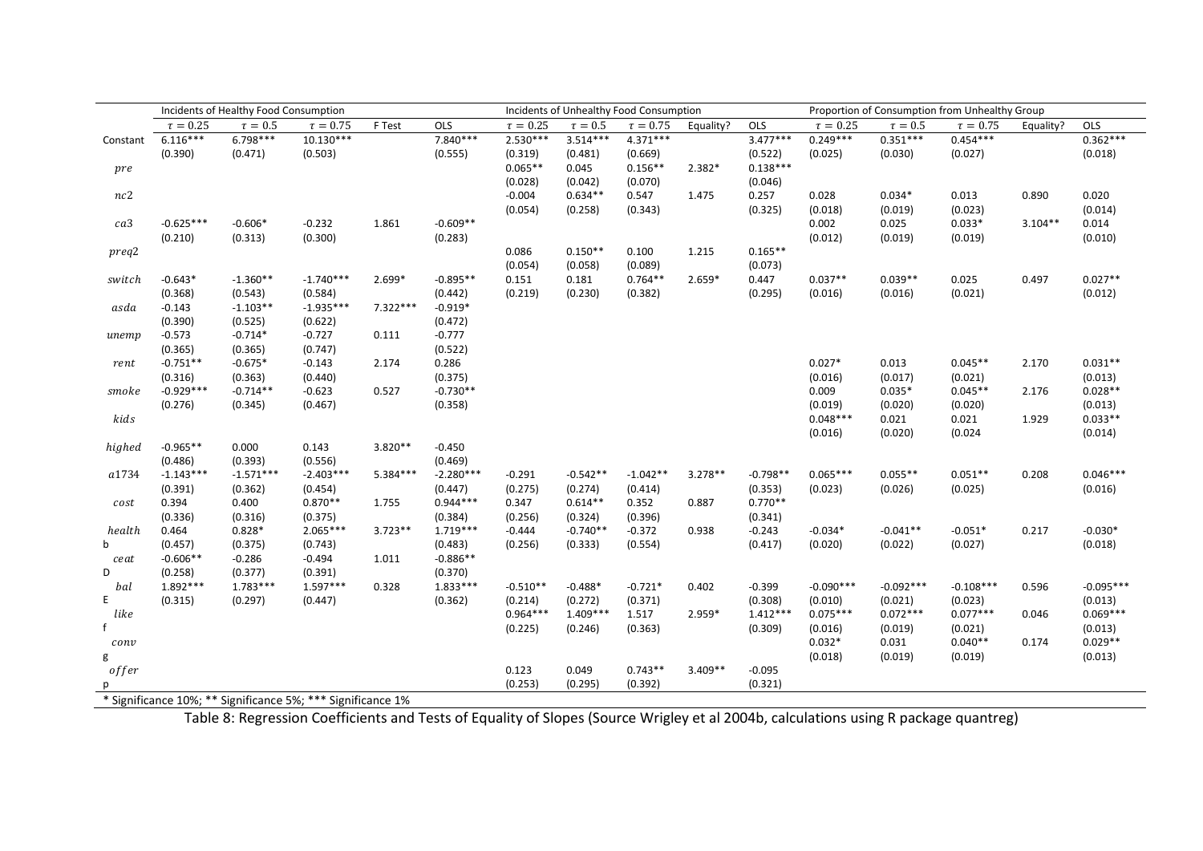| | Incidents of Healthy Food Consumption | | | | | Incidents of Unhealthy Food Consumption | | | | | Proportion of Consumption from Unhealthy Group | | | | |
|---|---|---|---|---|---|---|---|---|---|---|---|---|---|---|---|
| | $\tau = 0.25$ | $\tau = 0.5$ | $\tau = 0.75$ | F Test | OLS | $\tau = 0.25$ | $\tau = 0.5$ | $\tau = 0.75$ | Equality? | OLS | $\tau = 0.25$ | $\tau = 0.5$ | $\tau = 0.75$ | Equality? | OLS |
| Constant | 6.116*** | 6.798*** | 10.130*** | | 7.840*** | 2.530*** | 3.514*** | 4.371*** | | 3.477*** | 0.249*** | 0.351*** | 0.454*** | | 0.362*** |
| | (0.390) | (0.471) | (0.503) | | (0.555) | (0.319) | (0.481) | (0.669) | | (0.522) | (0.025) | (0.030) | (0.027) | | (0.018) |
| $pre$ | | | | | | 0.065** | 0.045 | 0.156** | 2.382* | 0.138*** | | | | | |
| | | | | | | (0.028) | (0.042) | (0.070) | | (0.046) | | | | | |
| $nc2$ | | | | | | -0.004 | 0.634** | 0.547 | 1.475 | 0.257 | 0.028 | 0.034* | 0.013 | 0.890 | 0.020 |
| | | | | | | (0.054) | (0.258) | (0.343) | | (0.325) | (0.018) | (0.019) | (0.023) | | (0.014) |
| $ca3$ | -0.625*** | -0.606* | -0.232 | 1.861 | -0.609** | | | | | | 0.002 | 0.025 | 0.033* | 3.104** | 0.014 |
| | (0.210) | (0.313) | (0.300) | | (0.283) | | | | | | (0.012) | (0.019) | (0.019) | | (0.010) |
| $preq2$ | | | | | | 0.086 | 0.150** | 0.100 | 1.215 | 0.165** | | | | | |
| | | | | | | (0.054) | (0.058) | (0.089) | | (0.073) | | | | | |
| $switch$ | -0.643* | -1.360** | -1.740*** | 2.699* | -0.895** | 0.151 | 0.181 | 0.764** | 2.659* | 0.447 | 0.037** | 0.039** | 0.025 | 0.497 | 0.027** |
| | (0.368) | (0.543) | (0.584) | | (0.442) | (0.219) | (0.230) | (0.382) | | (0.295) | (0.016) | (0.016) | (0.021) | | (0.012) |
| $asda$ | -0.143 | -1.103** | -1.935*** | 7.322*** | -0.919* | | | | | | | | | | |
| | (0.390) | (0.525) | (0.622) | | (0.472) | | | | | | | | | | |
| $unemp$ | -0.573 | -0.714* | -0.727 | 0.111 | -0.777 | | | | | | | | | | |
| | (0.365) | (0.365) | (0.747) | | (0.522) | | | | | | | | | | |
| $rent$ | -0.751** | -0.675* | -0.143 | 2.174 | 0.286 | | | | | | 0.027* | 0.013 | 0.045** | 2.170 | 0.031** |
| | (0.316) | (0.363) | (0.440) | | (0.375) | | | | | | (0.016) | (0.017) | (0.021) | | (0.013) |
| $smoke$ | -0.929*** | -0.714** | -0.623 | 0.527 | -0.730** | | | | | | 0.009 | 0.035* | 0.045** | 2.176 | 0.028** |
| | (0.276) | (0.345) | (0.467) | | (0.358) | | | | | | (0.019) | (0.020) | (0.020) | | (0.013) |
| $kids$ | | | | | | | | | | | 0.048*** | 0.021 | 0.021 | 1.929 | 0.033** |
| | | | | | | | | | | | (0.016) | (0.020) | (0.024 | | (0.014) |
| $highed$ | -0.965** | 0.000 | 0.143 | 3.820** | -0.450 | | | | | | | | | | |
| | (0.486) | (0.393) | (0.556) | | (0.469) | | | | | | | | | | |
| $a1734$ | -1.143*** | -1.571*** | -2.403*** | 5.384*** | -2.280*** | -0.291 | -0.542** | -1.042** | 3.278** | -0.798** | 0.065*** | 0.055** | 0.051** | 0.208 | 0.046*** |
| | (0.391) | (0.362) | (0.454) | | (0.447) | (0.275) | (0.274) | (0.414) | | (0.353) | (0.023) | (0.026) | (0.025) | | (0.016) |
| $cost$ | 0.394 | 0.400 | 0.870** | 1.755 | 0.944*** | 0.347 | 0.614** | 0.352 | 0.887 | 0.770** | | | | | |
| | (0.336) | (0.316) | (0.375) | | (0.384) | (0.256) | (0.324) | (0.396) | | (0.341) | | | | | |
| $health$ b | 0.464 | 0.828* | 2.065*** | 3.723** | 1.719*** | -0.444 | -0.740** | -0.372 | 0.938 | -0.243 | -0.034* | -0.041** | -0.051* | 0.217 | -0.030* |
| | (0.457) | (0.375) | (0.743) | | (0.483) | (0.256) | (0.333) | (0.554) | | (0.417) | (0.020) | (0.022) | (0.027) | | (0.018) |
| $ceat$ D | -0.606** | -0.286 | -0.494 | 1.011 | -0.886** | | | | | | | | | | |
| | (0.258) | (0.377) | (0.391) | | (0.370) | | | | | | | | | | |
| $bal$ E | 1.892*** | 1.783*** | 1.597*** | 0.328 | 1.833*** | -0.510** | -0.488* | -0.721* | 0.402 | -0.399 | -0.090*** | -0.092*** | -0.108*** | 0.596 | -0.095*** |
| | (0.315) | (0.297) | (0.447) | | (0.362) | (0.214) | (0.272) | (0.371) | | (0.308) | (0.010) | (0.021) | (0.023) | | (0.013) |
| $like$ f | | | | | | 0.964*** | 1.409*** | 1.517 | 2.959* | 1.412*** | 0.075*** | 0.072*** | 0.077*** | 0.046 | 0.069*** |
| | | | | | | (0.225) | (0.246) | (0.363) | | (0.309) | (0.016) | (0.019) | (0.021) | | (0.013) |
| $conv$ g | | | | | | | | | | | 0.032* | 0.031 | 0.040** | 0.174 | 0.029** |
| | | | | | | | | | | | (0.018) | (0.019) | (0.019) | | (0.013) |
| $offer$ p | | | | | | 0.123 | 0.049 | 0.743** | 3.409** | -0.095 | | | | | |
| | | | | | | (0.253) | (0.295) | (0.392) | | (0.321) | | | | | |

* Significance 10%; ** Significance 5%; *** Significance 1%

Table 8: Regression Coefficients and Tests of Equality of Slopes (Source Wrigley et al 2004b, calculations using R package quantreg)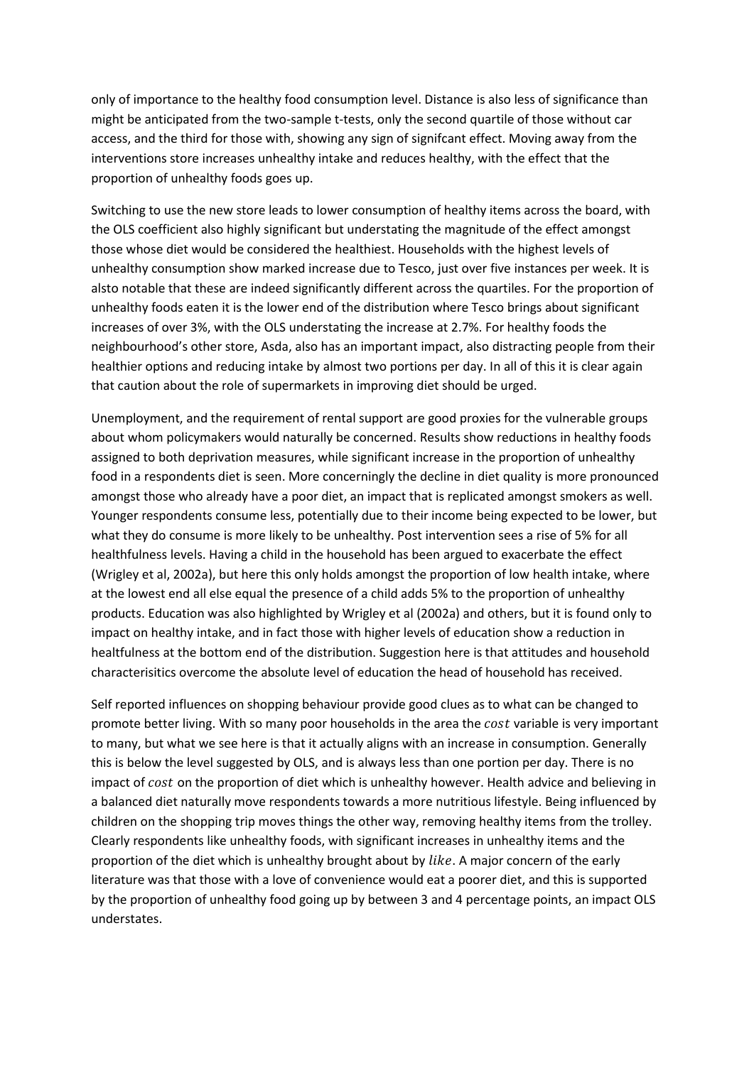only of importance to the healthy food consumption level. Distance is also less of significance than might be anticipated from the two-sample t-tests, only the second quartile of those without car access, and the third for those with, showing any sign of signifcant effect. Moving away from the interventions store increases unhealthy intake and reduces healthy, with the effect that the proportion of unhealthy foods goes up.

Switching to use the new store leads to lower consumption of healthy items across the board, with the OLS coefficient also highly significant but understating the magnitude of the effect amongst those whose diet would be considered the healthiest. Households with the highest levels of unhealthy consumption show marked increase due to Tesco, just over five instances per week. It is alsto notable that these are indeed significantly different across the quartiles. For the proportion of unhealthy foods eaten it is the lower end of the distribution where Tesco brings about significant increases of over 3%, with the OLS understating the increase at 2.7%. For healthy foods the neighbourhood's other store, Asda, also has an important impact, also distracting people from their healthier options and reducing intake by almost two portions per day. In all of this it is clear again that caution about the role of supermarkets in improving diet should be urged.

Unemployment, and the requirement of rental support are good proxies for the vulnerable groups about whom policymakers would naturally be concerned. Results show reductions in healthy foods assigned to both deprivation measures, while significant increase in the proportion of unhealthy food in a respondents diet is seen. More concerningly the decline in diet quality is more pronounced amongst those who already have a poor diet, an impact that is replicated amongst smokers as well. Younger respondents consume less, potentially due to their income being expected to be lower, but what they do consume is more likely to be unhealthy. Post intervention sees a rise of 5% for all healthfulness levels. Having a child in the household has been argued to exacerbate the effect (Wrigley et al, 2002a), but here this only holds amongst the proportion of low health intake, where at the lowest end all else equal the presence of a child adds 5% to the proportion of unhealthy products. Education was also highlighted by Wrigley et al (2002a) and others, but it is found only to impact on healthy intake, and in fact those with higher levels of education show a reduction in healtfulness at the bottom end of the distribution. Suggestion here is that attitudes and household characterisitics overcome the absolute level of education the head of household has received.

Self reported influences on shopping behaviour provide good clues as to what can be changed to promote better living. With so many poor households in the area the $cost$ variable is very important to many, but what we see here is that it actually aligns with an increase in consumption. Generally this is below the level suggested by OLS, and is always less than one portion per day. There is no impact of $cost$ on the proportion of diet which is unhealthy however. Health advice and believing in a balanced diet naturally move respondents towards a more nutritious lifestyle. Being influenced by children on the shopping trip moves things the other way, removing healthy items from the trolley. Clearly respondents like unhealthy foods, with significant increases in unhealthy items and the proportion of the diet which is unhealthy brought about by $like$. A major concern of the early literature was that those with a love of convenience would eat a poorer diet, and this is supported by the proportion of unhealthy food going up by between 3 and 4 percentage points, an impact OLS understates.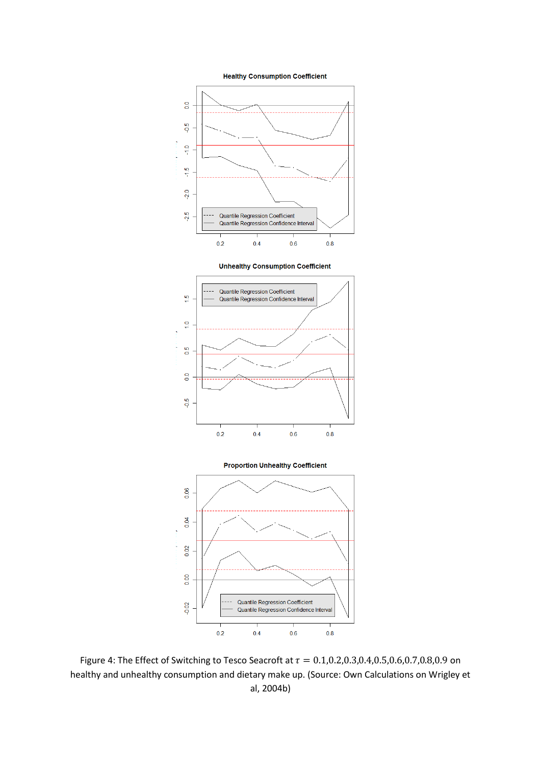Figure 4: The Effect of Switching to Tesco Seacroft at $\tau = 0.1, 0.2, 0.3, 0.4, 0.5, 0.6, 0.7, 0.8, 0.9$ on healthy and unhealthy consumption and dietary make up. (Source: Own Calculations on Wrigley et al, 2004b)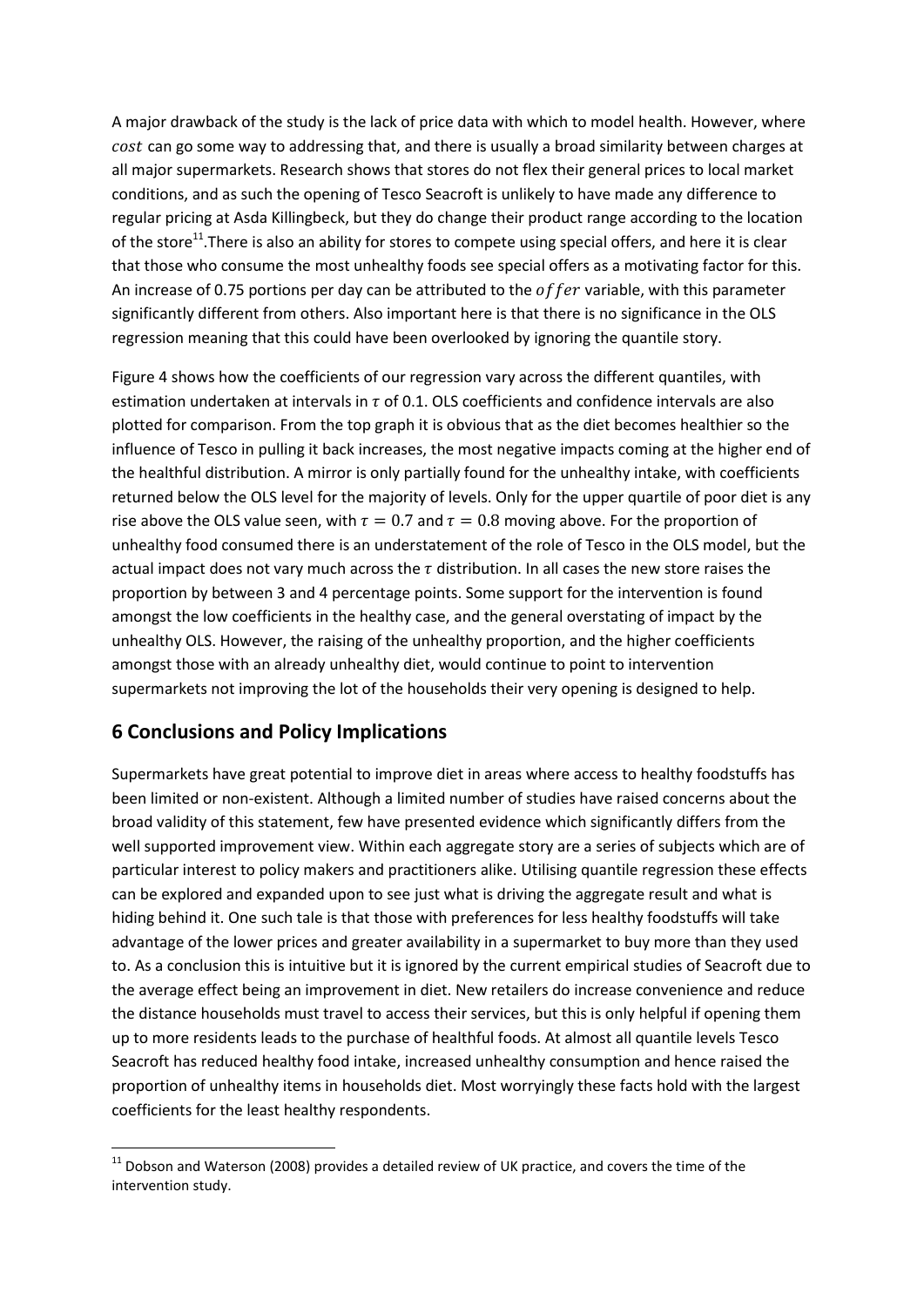A major drawback of the study is the lack of price data with which to model health. However, where $cost$ can go some way to addressing that, and there is usually a broad similarity between charges at all major supermarkets. Research shows that stores do not flex their general prices to local market conditions, and as such the opening of Tesco Seacroft is unlikely to have made any difference to regular pricing at Asda Killingbeck, but they do change their product range according to the location of the store[11]. There is also an ability for stores to compete using special offers, and here it is clear that those who consume the most unhealthy foods see special offers as a motivating factor for this. An increase of 0.75 portions per day can be attributed to the $offer$ variable, with this parameter significantly different from others. Also important here is that there is no significance in the OLS regression meaning that this could have been overlooked by ignoring the quantile story.

Figure 4 shows how the coefficients of our regression vary across the different quantiles, with estimation undertaken at intervals in $\tau$ of 0.1. OLS coefficients and confidence intervals are also plotted for comparison. From the top graph it is obvious that as the diet becomes healthier so the influence of Tesco in pulling it back increases, the most negative impacts coming at the higher end of the healthful distribution. A mirror is only partially found for the unhealthy intake, with coefficients returned below the OLS level for the majority of levels. Only for the upper quartile of poor diet is any rise above the OLS value seen, with $\tau = 0.7$ and $\tau = 0.8$ moving above. For the proportion of unhealthy food consumed there is an understatement of the role of Tesco in the OLS model, but the actual impact does not vary much across the $\tau$ distribution. In all cases the new store raises the proportion by between 3 and 4 percentage points. Some support for the intervention is found amongst the low coefficients in the healthy case, and the general overstating of impact by the unhealthy OLS. However, the raising of the unhealthy proportion, and the higher coefficients amongst those with an already unhealthy diet, would continue to point to intervention supermarkets not improving the lot of the households their very opening is designed to help.

## 6 Conclusions and Policy Implications

Supermarkets have great potential to improve diet in areas where access to healthy foodstuffs has been limited or non-existent. Although a limited number of studies have raised concerns about the broad validity of this statement, few have presented evidence which significantly differs from the well supported improvement view. Within each aggregate story are a series of subjects which are of particular interest to policy makers and practitioners alike. Utilising quantile regression these effects can be explored and expanded upon to see just what is driving the aggregate result and what is hiding behind it. One such tale is that those with preferences for less healthy foodstuffs will take advantage of the lower prices and greater availability in a supermarket to buy more than they used to. As a conclusion this is intuitive but it is ignored by the current empirical studies of Seacroft due to the average effect being an improvement in diet. New retailers do increase convenience and reduce the distance households must travel to access their services, but this is only helpful if opening them up to more residents leads to the purchase of healthful foods. At almost all quantile levels Tesco Seacroft has reduced healthy food intake, increased unhealthy consumption and hence raised the proportion of unhealthy items in households diet. Most worryingly these facts hold with the largest coefficients for the least healthy respondents.

[11] Dobson and Waterson (2008) provides a detailed review of UK practice, and covers the time of the intervention study.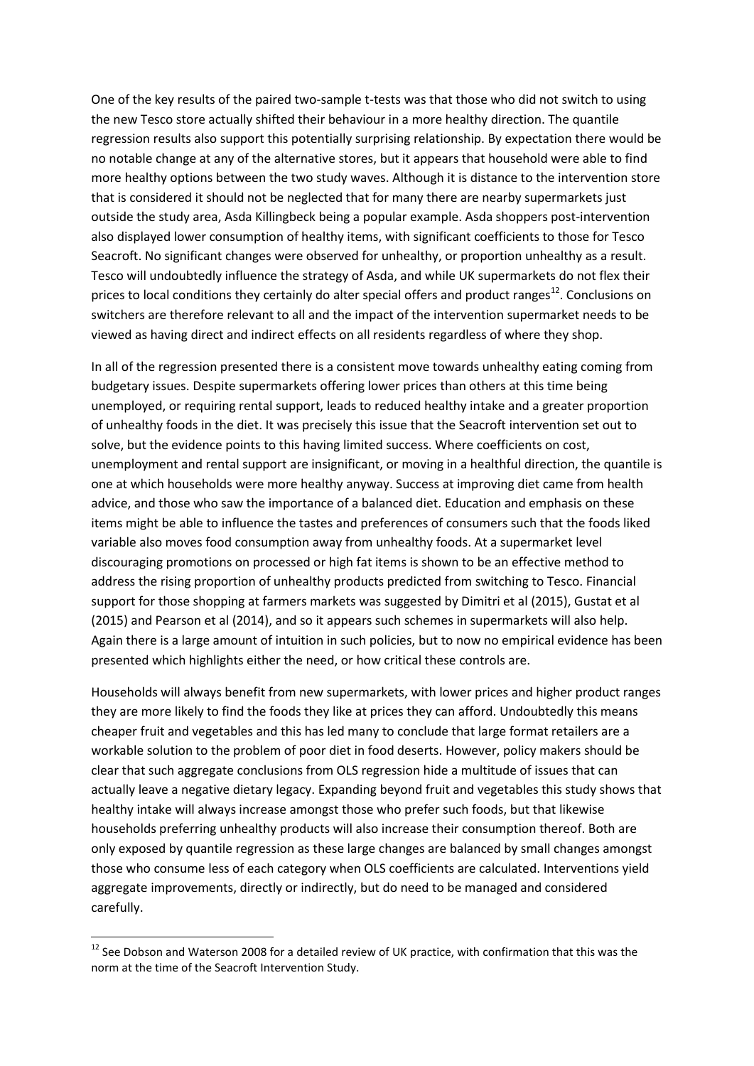One of the key results of the paired two-sample t-tests was that those who did not switch to using the new Tesco store actually shifted their behaviour in a more healthy direction. The quantile regression results also support this potentially surprising relationship. By expectation there would be no notable change at any of the alternative stores, but it appears that household were able to find more healthy options between the two study waves. Although it is distance to the intervention store that is considered it should not be neglected that for many there are nearby supermarkets just outside the study area, Asda Killingbeck being a popular example. Asda shoppers post-intervention also displayed lower consumption of healthy items, with significant coefficients to those for Tesco Seacroft. No significant changes were observed for unhealthy, or proportion unhealthy as a result. Tesco will undoubtedly influence the strategy of Asda, and while UK supermarkets do not flex their prices to local conditions they certainly do alter special offers and product ranges[12]. Conclusions on switchers are therefore relevant to all and the impact of the intervention supermarket needs to be viewed as having direct and indirect effects on all residents regardless of where they shop.

In all of the regression presented there is a consistent move towards unhealthy eating coming from budgetary issues. Despite supermarkets offering lower prices than others at this time being unemployed, or requiring rental support, leads to reduced healthy intake and a greater proportion of unhealthy foods in the diet. It was precisely this issue that the Seacroft intervention set out to solve, but the evidence points to this having limited success. Where coefficients on cost, unemployment and rental support are insignificant, or moving in a healthful direction, the quantile is one at which households were more healthy anyway. Success at improving diet came from health advice, and those who saw the importance of a balanced diet. Education and emphasis on these items might be able to influence the tastes and preferences of consumers such that the foods liked variable also moves food consumption away from unhealthy foods. At a supermarket level discouraging promotions on processed or high fat items is shown to be an effective method to address the rising proportion of unhealthy products predicted from switching to Tesco. Financial support for those shopping at farmers markets was suggested by Dimitri et al (2015), Gustat et al (2015) and Pearson et al (2014), and so it appears such schemes in supermarkets will also help. Again there is a large amount of intuition in such policies, but to now no empirical evidence has been presented which highlights either the need, or how critical these controls are.

Households will always benefit from new supermarkets, with lower prices and higher product ranges they are more likely to find the foods they like at prices they can afford. Undoubtedly this means cheaper fruit and vegetables and this has led many to conclude that large format retailers are a workable solution to the problem of poor diet in food deserts. However, policy makers should be clear that such aggregate conclusions from OLS regression hide a multitude of issues that can actually leave a negative dietary legacy. Expanding beyond fruit and vegetables this study shows that healthy intake will always increase amongst those who prefer such foods, but that likewise households preferring unhealthy products will also increase their consumption thereof. Both are only exposed by quantile regression as these large changes are balanced by small changes amongst those who consume less of each category when OLS coefficients are calculated. Interventions yield aggregate improvements, directly or indirectly, but do need to be managed and considered carefully.

[12] See Dobson and Waterson 2008 for a detailed review of UK practice, with confirmation that this was the norm at the time of the Seacroft Intervention Study.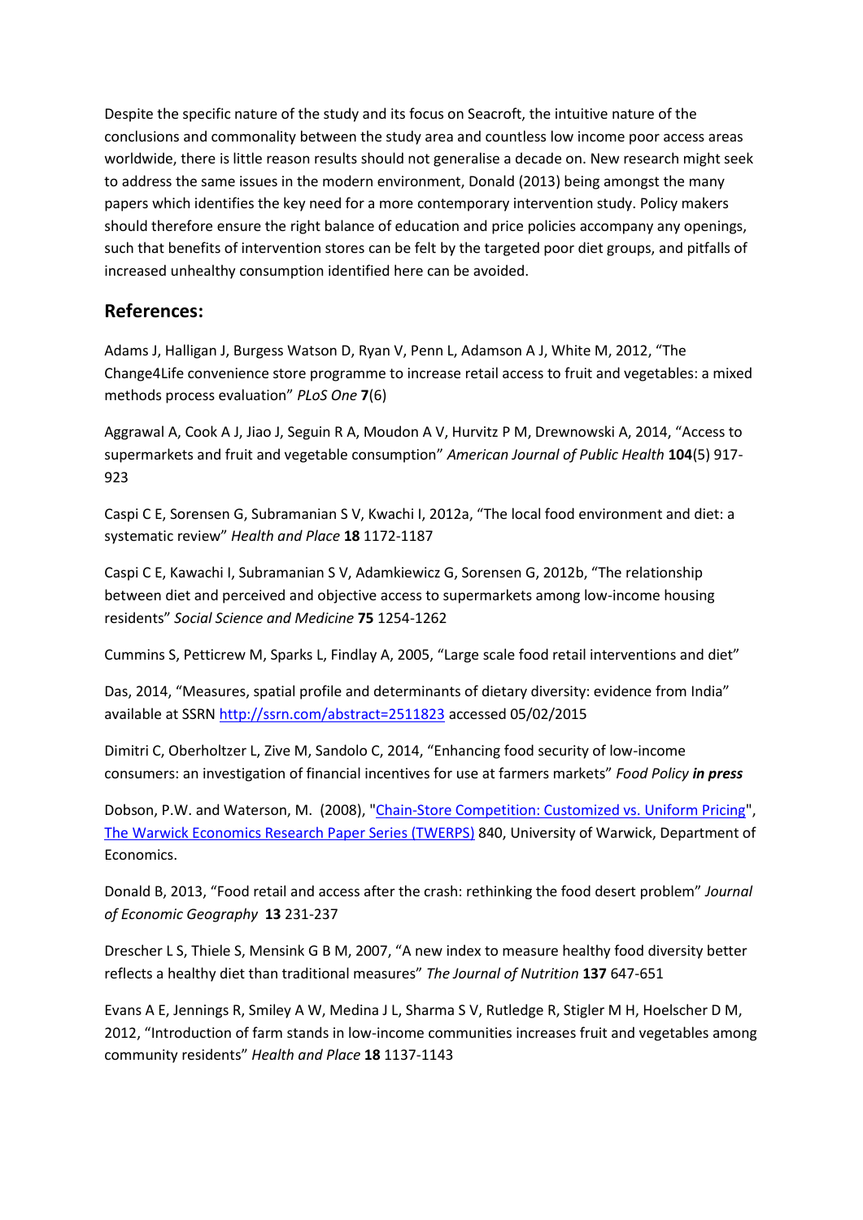Despite the specific nature of the study and its focus on Seacroft, the intuitive nature of the conclusions and commonality between the study area and countless low income poor access areas worldwide, there is little reason results should not generalise a decade on. New research might seek to address the same issues in the modern environment, Donald (2013) being amongst the many papers which identifies the key need for a more contemporary intervention study. Policy makers should therefore ensure the right balance of education and price policies accompany any openings, such that benefits of intervention stores can be felt by the targeted poor diet groups, and pitfalls of increased unhealthy consumption identified here can be avoided.

## References:

Adams J, Halligan J, Burgess Watson D, Ryan V, Penn L, Adamson A J, White M, 2012, "The Change4Life convenience store programme to increase retail access to fruit and vegetables: a mixed methods process evaluation" *PLoS One* **7**(6)

Aggrawal A, Cook A J, Jiao J, Seguin R A, Moudon A V, Hurvitz P M, Drewnowski A, 2014, "Access to supermarkets and fruit and vegetable consumption" *American Journal of Public Health* **104**(5) 917-923

Caspi C E, Sorensen G, Subramanian S V, Kwachi I, 2012a, "The local food environment and diet: a systematic review" *Health and Place* **18** 1172-1187

Caspi C E, Kawachi I, Subramanian S V, Adamkiewicz G, Sorensen G, 2012b, "The relationship between diet and perceived and objective access to supermarkets among low-income housing residents" *Social Science and Medicine* **75** 1254-1262

Cummins S, Petticrew M, Sparks L, Findlay A, 2005, "Large scale food retail interventions and diet"

Das, 2014, "Measures, spatial profile and determinants of dietary diversity: evidence from India" available at SSRN http://ssrn.com/abstract=2511823 accessed 05/02/2015

Dimitri C, Oberholtzer L, Zive M, Sandolo C, 2014, "Enhancing food security of low-income consumers: an investigation of financial incentives for use at farmers markets" *Food Policy* ***in press***

Dobson, P.W. and Waterson, M. (2008), "Chain-Store Competition: Customized vs. Uniform Pricing", The Warwick Economics Research Paper Series (TWERPS) 840, University of Warwick, Department of Economics.

Donald B, 2013, "Food retail and access after the crash: rethinking the food desert problem" *Journal of Economic Geography* **13** 231-237

Drescher L S, Thiele S, Mensink G B M, 2007, "A new index to measure healthy food diversity better reflects a healthy diet than traditional measures" *The Journal of Nutrition* **137** 647-651

Evans A E, Jennings R, Smiley A W, Medina J L, Sharma S V, Rutledge R, Stigler M H, Hoelscher D M, 2012, "Introduction of farm stands in low-income communities increases fruit and vegetables among community residents" *Health and Place* **18** 1137-1143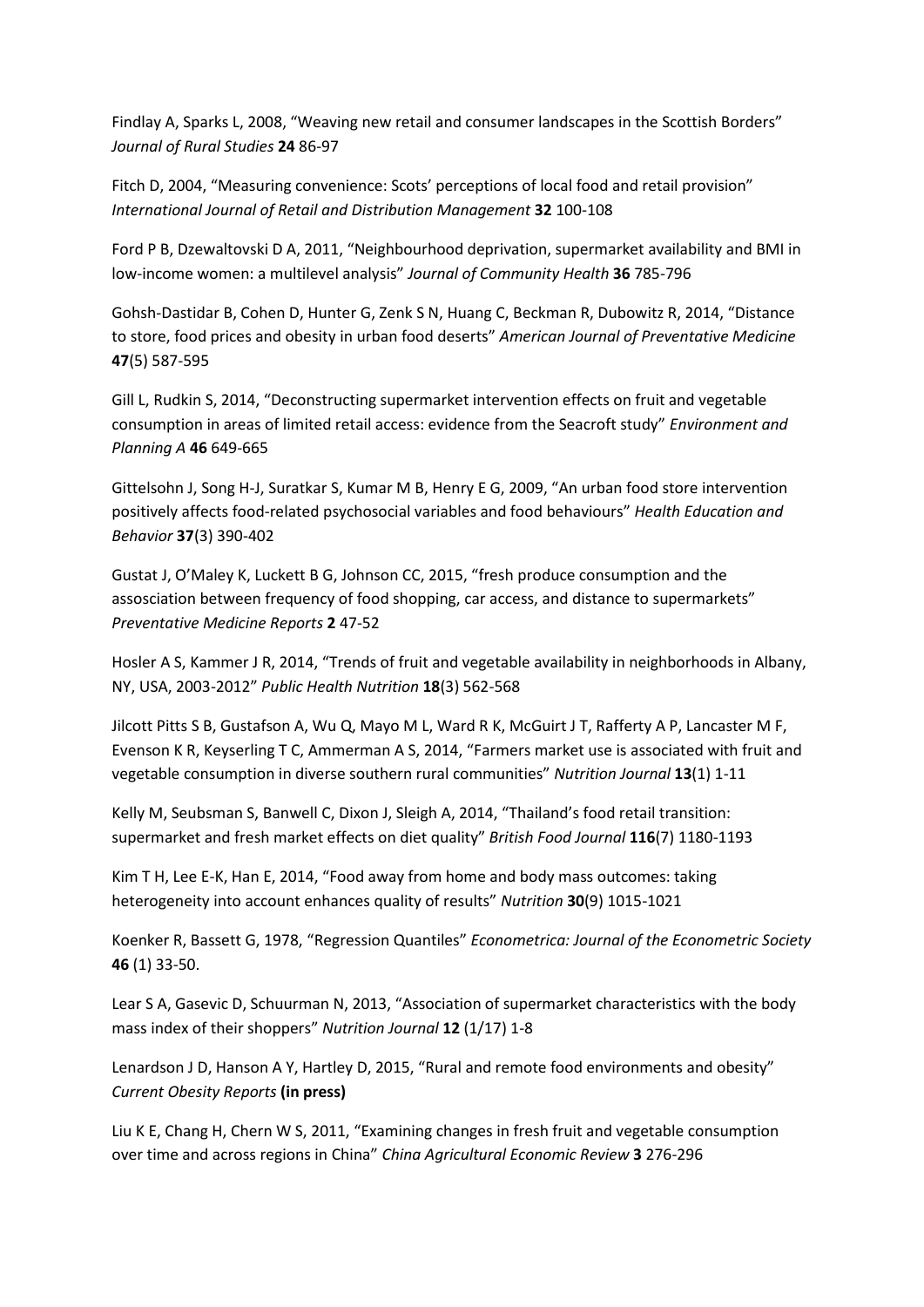Findlay A, Sparks L, 2008, "Weaving new retail and consumer landscapes in the Scottish Borders" *Journal of Rural Studies* **24** 86-97

Fitch D, 2004, "Measuring convenience: Scots' perceptions of local food and retail provision" *International Journal of Retail and Distribution Management* **32** 100-108

Ford P B, Dzewaltovski D A, 2011, "Neighbourhood deprivation, supermarket availability and BMI in low-income women: a multilevel analysis" *Journal of Community Health* **36** 785-796

Gohsh-Dastidar B, Cohen D, Hunter G, Zenk S N, Huang C, Beckman R, Dubowitz R, 2014, "Distance to store, food prices and obesity in urban food deserts" *American Journal of Preventative Medicine* **47**(5) 587-595

Gill L, Rudkin S, 2014, "Deconstructing supermarket intervention effects on fruit and vegetable consumption in areas of limited retail access: evidence from the Seacroft study" *Environment and Planning A* **46** 649-665

Gittelsohn J, Song H-J, Suratkar S, Kumar M B, Henry E G, 2009, "An urban food store intervention positively affects food-related psychosocial variables and food behaviours" *Health Education and Behavior* **37**(3) 390-402

Gustat J, O'Maley K, Luckett B G, Johnson CC, 2015, "fresh produce consumption and the assosciation between frequency of food shopping, car access, and distance to supermarkets" *Preventative Medicine Reports* **2** 47-52

Hosler A S, Kammer J R, 2014, "Trends of fruit and vegetable availability in neighborhoods in Albany, NY, USA, 2003-2012" *Public Health Nutrition* **18**(3) 562-568

Jilcott Pitts S B, Gustafson A, Wu Q, Mayo M L, Ward R K, McGuirt J T, Rafferty A P, Lancaster M F, Evenson K R, Keyserling T C, Ammerman A S, 2014, "Farmers market use is associated with fruit and vegetable consumption in diverse southern rural communities" *Nutrition Journal* **13**(1) 1-11

Kelly M, Seubsman S, Banwell C, Dixon J, Sleigh A, 2014, "Thailand's food retail transition: supermarket and fresh market effects on diet quality" *British Food Journal* **116**(7) 1180-1193

Kim T H, Lee E-K, Han E, 2014, "Food away from home and body mass outcomes: taking heterogeneity into account enhances quality of results" *Nutrition* **30**(9) 1015-1021

Koenker R, Bassett G, 1978, "Regression Quantiles" *Econometrica: Journal of the Econometric Society* **46** (1) 33-50.

Lear S A, Gasevic D, Schuurman N, 2013, "Association of supermarket characteristics with the body mass index of their shoppers" *Nutrition Journal* **12** (1/17) 1-8

Lenardson J D, Hanson A Y, Hartley D, 2015, "Rural and remote food environments and obesity" *Current Obesity Reports* **(in press)**

Liu K E, Chang H, Chern W S, 2011, "Examining changes in fresh fruit and vegetable consumption over time and across regions in China" *China Agricultural Economic Review* **3** 276-296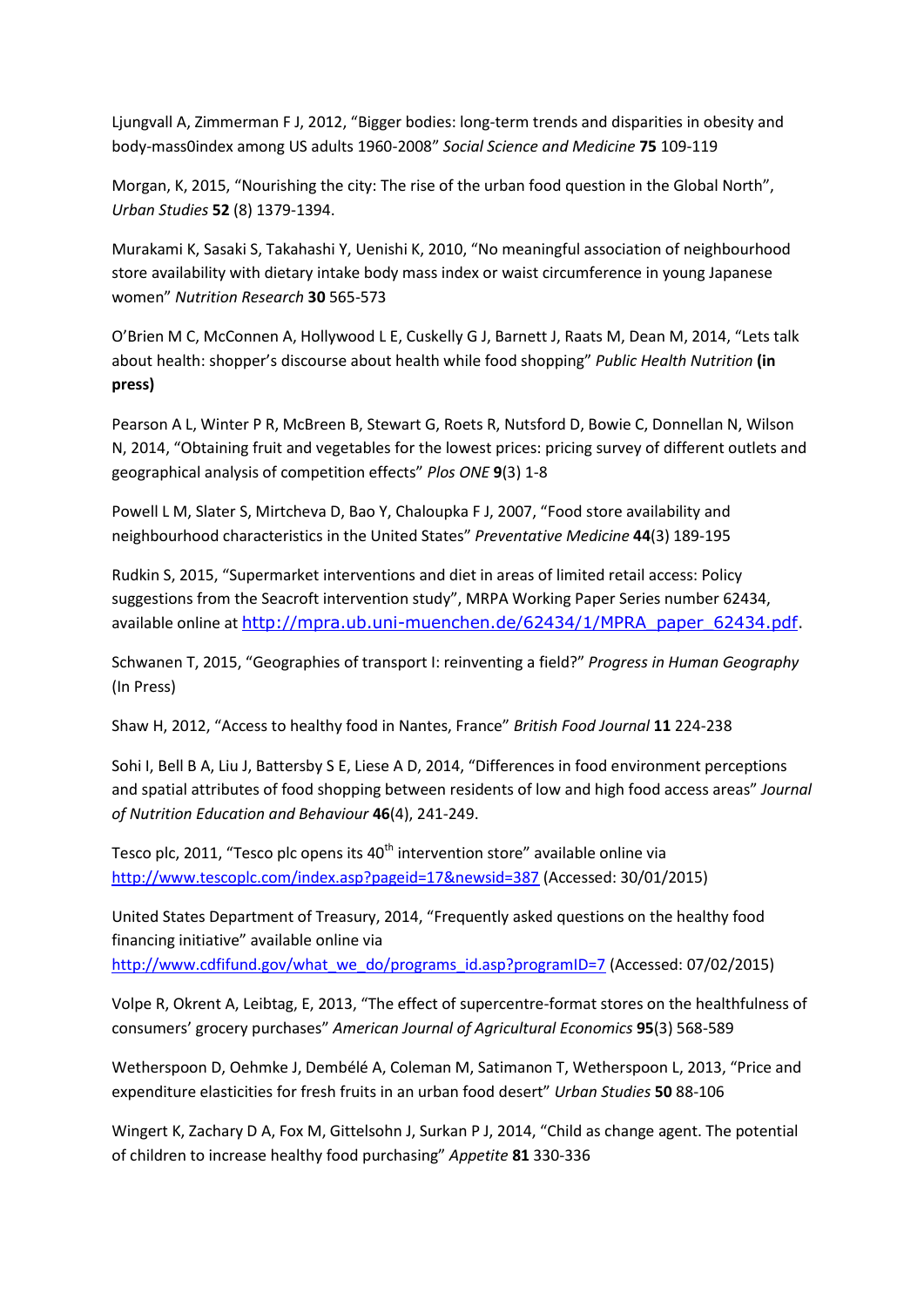Ljungvall A, Zimmerman F J, 2012, "Bigger bodies: long-term trends and disparities in obesity and body-mass0index among US adults 1960-2008" *Social Science and Medicine* **75** 109-119

Morgan, K, 2015, "Nourishing the city: The rise of the urban food question in the Global North", *Urban Studies* **52** (8) 1379-1394.

Murakami K, Sasaki S, Takahashi Y, Uenishi K, 2010, "No meaningful association of neighbourhood store availability with dietary intake body mass index or waist circumference in young Japanese women" *Nutrition Research* **30** 565-573

O'Brien M C, McConnen A, Hollywood L E, Cuskelly G J, Barnett J, Raats M, Dean M, 2014, "Lets talk about health: shopper's discourse about health while food shopping" *Public Health Nutrition* **(in press)**

Pearson A L, Winter P R, McBreen B, Stewart G, Roets R, Nutsford D, Bowie C, Donnellan N, Wilson N, 2014, "Obtaining fruit and vegetables for the lowest prices: pricing survey of different outlets and geographical analysis of competition effects" *Plos ONE* **9**(3) 1-8

Powell L M, Slater S, Mirtcheva D, Bao Y, Chaloupka F J, 2007, "Food store availability and neighbourhood characteristics in the United States" *Preventative Medicine* **44**(3) 189-195

Rudkin S, 2015, "Supermarket interventions and diet in areas of limited retail access: Policy suggestions from the Seacroft intervention study", MRPA Working Paper Series number 62434, available online at http://mpra.ub.uni-muenchen.de/62434/1/MPRA_paper_62434.pdf.

Schwanen T, 2015, "Geographies of transport I: reinventing a field?" *Progress in Human Geography* (In Press)

Shaw H, 2012, "Access to healthy food in Nantes, France" *British Food Journal* **11** 224-238

Sohi I, Bell B A, Liu J, Battersby S E, Liese A D, 2014, "Differences in food environment perceptions and spatial attributes of food shopping between residents of low and high food access areas" *Journal of Nutrition Education and Behaviour* **46**(4), 241-249.

Tesco plc, 2011, "Tesco plc opens its 40th intervention store" available online via http://www.tescoplc.com/index.asp?pageid=17&newsid=387 (Accessed: 30/01/2015)

United States Department of Treasury, 2014, "Frequently asked questions on the healthy food financing initiative" available online via http://www.cdfifund.gov/what_we_do/programs_id.asp?programID=7 (Accessed: 07/02/2015)

Volpe R, Okrent A, Leibtag, E, 2013, "The effect of supercentre-format stores on the healthfulness of consumers' grocery purchases" *American Journal of Agricultural Economics* **95**(3) 568-589

Wetherspoon D, Oehmke J, Dembélé A, Coleman M, Satimanon T, Wetherspoon L, 2013, "Price and expenditure elasticities for fresh fruits in an urban food desert" *Urban Studies* **50** 88-106

Wingert K, Zachary D A, Fox M, Gittelsohn J, Surkan P J, 2014, "Child as change agent. The potential of children to increase healthy food purchasing" *Appetite* **81** 330-336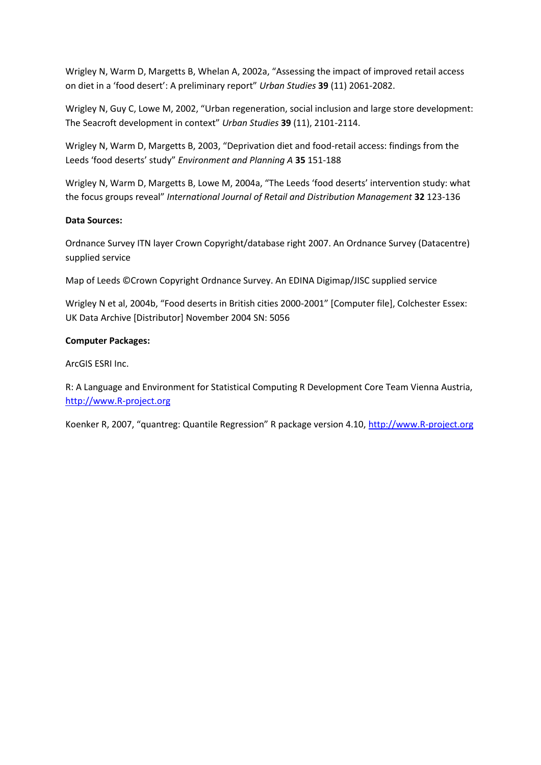Wrigley N, Warm D, Margetts B, Whelan A, 2002a, "Assessing the impact of improved retail access on diet in a 'food desert': A preliminary report" *Urban Studies* **39** (11) 2061-2082.

Wrigley N, Guy C, Lowe M, 2002, "Urban regeneration, social inclusion and large store development: The Seacroft development in context" *Urban Studies* **39** (11), 2101-2114.

Wrigley N, Warm D, Margetts B, 2003, "Deprivation diet and food-retail access: findings from the Leeds 'food deserts' study" *Environment and Planning A* **35** 151-188

Wrigley N, Warm D, Margetts B, Lowe M, 2004a, "The Leeds 'food deserts' intervention study: what the focus groups reveal" *International Journal of Retail and Distribution Management* **32** 123-136

**Data Sources:**

Ordnance Survey ITN layer Crown Copyright/database right 2007. An Ordnance Survey (Datacentre) supplied service

Map of Leeds ©Crown Copyright Ordnance Survey. An EDINA Digimap/JISC supplied service

Wrigley N et al, 2004b, "Food deserts in British cities 2000-2001" [Computer file], Colchester Essex: UK Data Archive [Distributor] November 2004 SN: 5056

**Computer Packages:**

ArcGIS ESRI Inc.

R: A Language and Environment for Statistical Computing R Development Core Team Vienna Austria, http://www.R-project.org

Koenker R, 2007, "quantreg: Quantile Regression" R package version 4.10, http://www.R-project.org